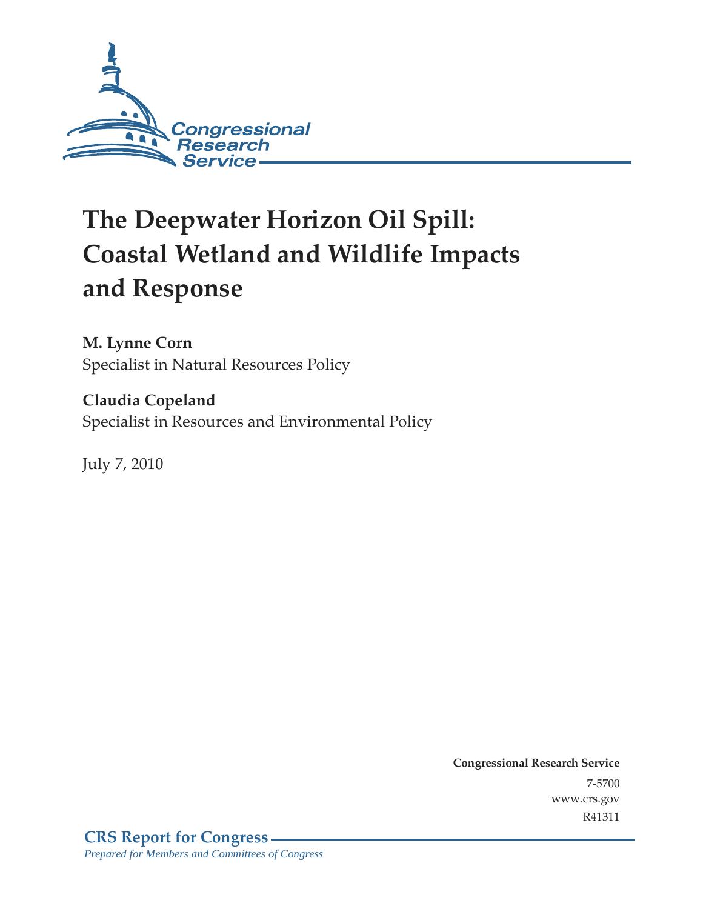Congressional Research Service

# The Deepwater Horizon Oil Spill: Coastal Wetland and Wildlife Impacts and Response

**M. Lynne Corn**
Specialist in Natural Resources Policy

**Claudia Copeland**
Specialist in Resources and Environmental Policy

July 7, 2010

**Congressional Research Service**
7-5700
www.crs.gov
R41311

**CRS Report for Congress**
*Prepared for Members and Committees of Congress*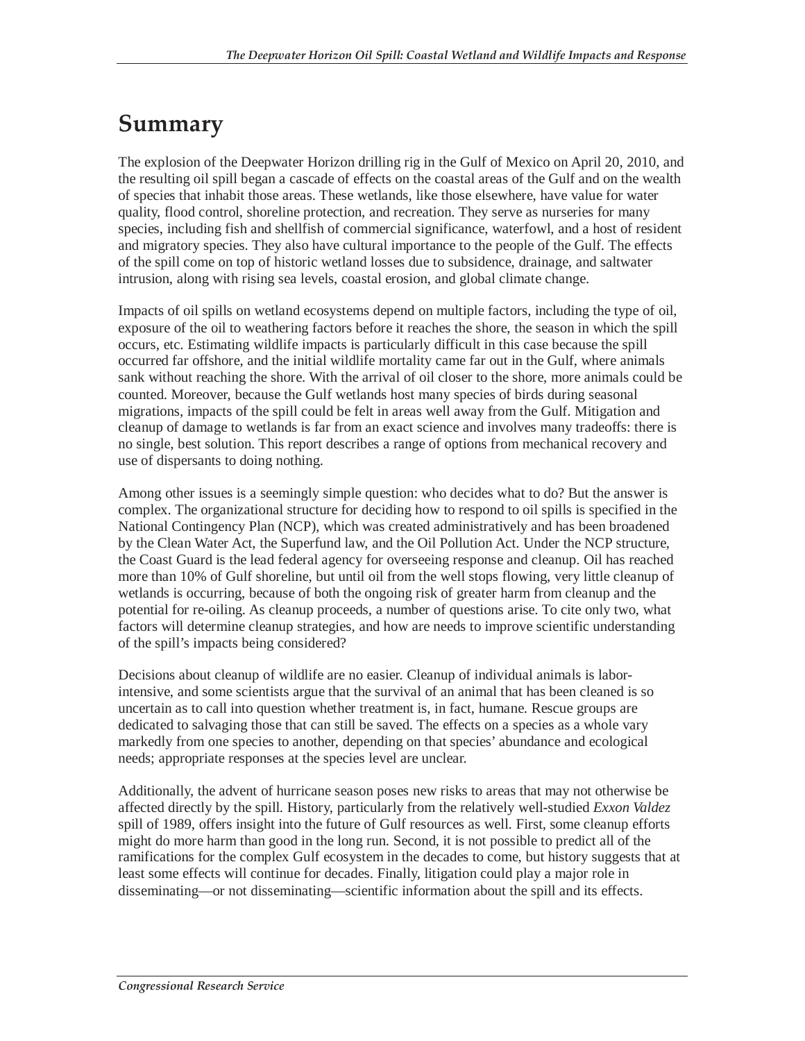# Summary

The explosion of the Deepwater Horizon drilling rig in the Gulf of Mexico on April 20, 2010, and the resulting oil spill began a cascade of effects on the coastal areas of the Gulf and on the wealth of species that inhabit those areas. These wetlands, like those elsewhere, have value for water quality, flood control, shoreline protection, and recreation. They serve as nurseries for many species, including fish and shellfish of commercial significance, waterfowl, and a host of resident and migratory species. They also have cultural importance to the people of the Gulf. The effects of the spill come on top of historic wetland losses due to subsidence, drainage, and saltwater intrusion, along with rising sea levels, coastal erosion, and global climate change.

Impacts of oil spills on wetland ecosystems depend on multiple factors, including the type of oil, exposure of the oil to weathering factors before it reaches the shore, the season in which the spill occurs, etc. Estimating wildlife impacts is particularly difficult in this case because the spill occurred far offshore, and the initial wildlife mortality came far out in the Gulf, where animals sank without reaching the shore. With the arrival of oil closer to the shore, more animals could be counted. Moreover, because the Gulf wetlands host many species of birds during seasonal migrations, impacts of the spill could be felt in areas well away from the Gulf. Mitigation and cleanup of damage to wetlands is far from an exact science and involves many tradeoffs: there is no single, best solution. This report describes a range of options from mechanical recovery and use of dispersants to doing nothing.

Among other issues is a seemingly simple question: who decides what to do? But the answer is complex. The organizational structure for deciding how to respond to oil spills is specified in the National Contingency Plan (NCP), which was created administratively and has been broadened by the Clean Water Act, the Superfund law, and the Oil Pollution Act. Under the NCP structure, the Coast Guard is the lead federal agency for overseeing response and cleanup. Oil has reached more than 10% of Gulf shoreline, but until oil from the well stops flowing, very little cleanup of wetlands is occurring, because of both the ongoing risk of greater harm from cleanup and the potential for re-oiling. As cleanup proceeds, a number of questions arise. To cite only two, what factors will determine cleanup strategies, and how are needs to improve scientific understanding of the spill's impacts being considered?

Decisions about cleanup of wildlife are no easier. Cleanup of individual animals is labor-intensive, and some scientists argue that the survival of an animal that has been cleaned is so uncertain as to call into question whether treatment is, in fact, humane. Rescue groups are dedicated to salvaging those that can still be saved. The effects on a species as a whole vary markedly from one species to another, depending on that species' abundance and ecological needs; appropriate responses at the species level are unclear.

Additionally, the advent of hurricane season poses new risks to areas that may not otherwise be affected directly by the spill. History, particularly from the relatively well-studied *Exxon Valdez* spill of 1989, offers insight into the future of Gulf resources as well. First, some cleanup efforts might do more harm than good in the long run. Second, it is not possible to predict all of the ramifications for the complex Gulf ecosystem in the decades to come, but history suggests that at least some effects will continue for decades. Finally, litigation could play a major role in disseminating—or not disseminating—scientific information about the spill and its effects.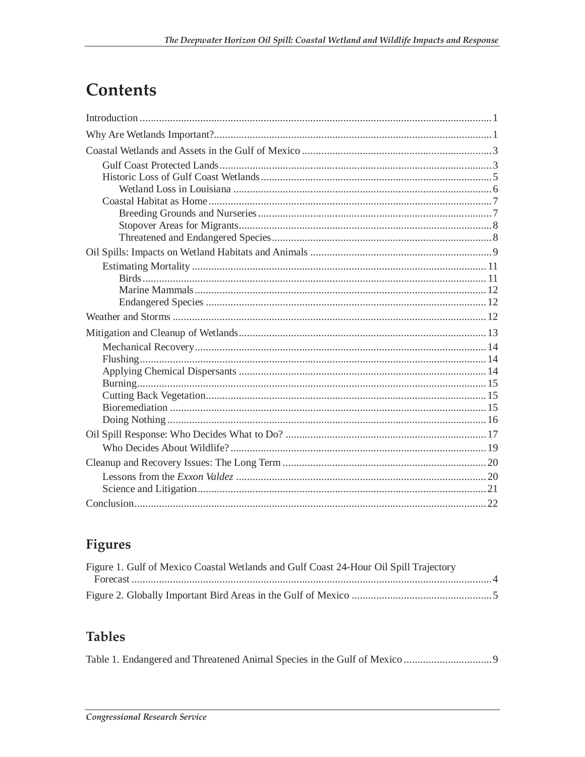# Contents

Introduction ... 1

Why Are Wetlands Important? ... 1

Coastal Wetlands and Assets in the Gulf of Mexico ... 3

- Gulf Coast Protected Lands ... 3
- Historic Loss of Gulf Coast Wetlands ... 5
  - Wetland Loss in Louisiana ... 6
- Coastal Habitat as Home ... 7
  - Breeding Grounds and Nurseries ... 7
  - Stopover Areas for Migrants ... 8
  - Threatened and Endangered Species ... 8

Oil Spills: Impacts on Wetland Habitats and Animals ... 9

- Estimating Mortality ... 11
  - Birds ... 11
  - Marine Mammals ... 12
  - Endangered Species ... 12

Weather and Storms ... 12

Mitigation and Cleanup of Wetlands ... 13

- Mechanical Recovery ... 14
- Flushing ... 14
- Applying Chemical Dispersants ... 14
- Burning ... 15
- Cutting Back Vegetation ... 15
- Bioremediation ... 15
- Doing Nothing ... 16

Oil Spill Response: Who Decides What to Do? ... 17

- Who Decides About Wildlife? ... 19

Cleanup and Recovery Issues: The Long Term ... 20

- Lessons from the *Exxon Valdez* ... 20
- Science and Litigation ... 21

Conclusion ... 22

## Figures

Figure 1. Gulf of Mexico Coastal Wetlands and Gulf Coast 24-Hour Oil Spill Trajectory Forecast ... 4

Figure 2. Globally Important Bird Areas in the Gulf of Mexico ... 5

## Tables

Table 1. Endangered and Threatened Animal Species in the Gulf of Mexico ... 9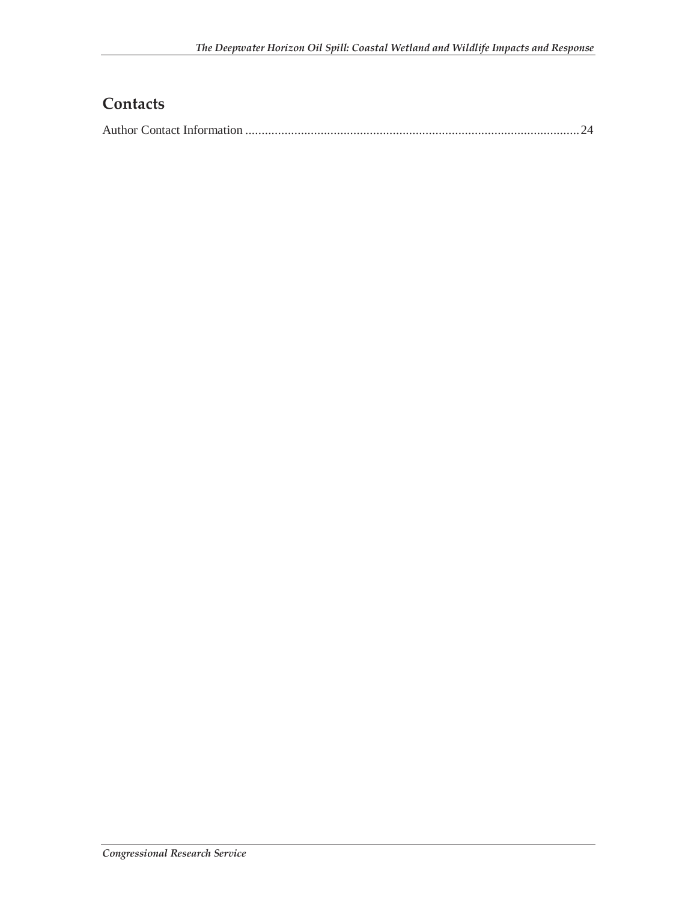## Contacts

Author Contact Information ........................................................................................................ 24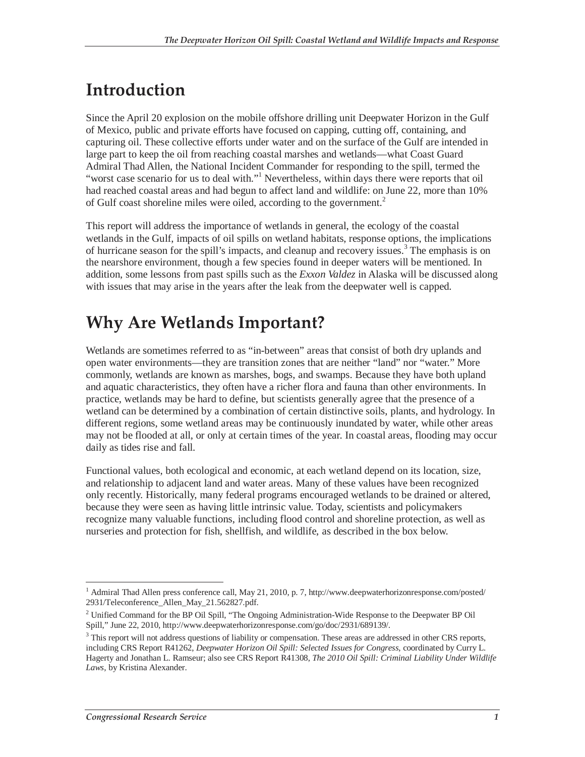# Introduction

Since the April 20 explosion on the mobile offshore drilling unit Deepwater Horizon in the Gulf of Mexico, public and private efforts have focused on capping, cutting off, containing, and capturing oil. These collective efforts under water and on the surface of the Gulf are intended in large part to keep the oil from reaching coastal marshes and wetlands—what Coast Guard Admiral Thad Allen, the National Incident Commander for responding to the spill, termed the "worst case scenario for us to deal with."[1] Nevertheless, within days there were reports that oil had reached coastal areas and had begun to affect land and wildlife: on June 22, more than 10% of Gulf coast shoreline miles were oiled, according to the government.[2]

This report will address the importance of wetlands in general, the ecology of the coastal wetlands in the Gulf, impacts of oil spills on wetland habitats, response options, the implications of hurricane season for the spill's impacts, and cleanup and recovery issues.[3] The emphasis is on the nearshore environment, though a few species found in deeper waters will be mentioned. In addition, some lessons from past spills such as the *Exxon Valdez* in Alaska will be discussed along with issues that may arise in the years after the leak from the deepwater well is capped.

# Why Are Wetlands Important?

Wetlands are sometimes referred to as "in-between" areas that consist of both dry uplands and open water environments—they are transition zones that are neither "land" nor "water." More commonly, wetlands are known as marshes, bogs, and swamps. Because they have both upland and aquatic characteristics, they often have a richer flora and fauna than other environments. In practice, wetlands may be hard to define, but scientists generally agree that the presence of a wetland can be determined by a combination of certain distinctive soils, plants, and hydrology. In different regions, some wetland areas may be continuously inundated by water, while other areas may not be flooded at all, or only at certain times of the year. In coastal areas, flooding may occur daily as tides rise and fall.

Functional values, both ecological and economic, at each wetland depend on its location, size, and relationship to adjacent land and water areas. Many of these values have been recognized only recently. Historically, many federal programs encouraged wetlands to be drained or altered, because they were seen as having little intrinsic value. Today, scientists and policymakers recognize many valuable functions, including flood control and shoreline protection, as well as nurseries and protection for fish, shellfish, and wildlife, as described in the box below.

---

[1] Admiral Thad Allen press conference call, May 21, 2010, p. 7, http://www.deepwaterhorizonresponse.com/posted/2931/Teleconference_Allen_May_21.562827.pdf.

[2] Unified Command for the BP Oil Spill, "The Ongoing Administration-Wide Response to the Deepwater BP Oil Spill," June 22, 2010, http://www.deepwaterhorizonresponse.com/go/doc/2931/689139/.

[3] This report will not address questions of liability or compensation. These areas are addressed in other CRS reports, including CRS Report R41262, *Deepwater Horizon Oil Spill: Selected Issues for Congress*, coordinated by Curry L. Hagerty and Jonathan L. Ramseur; also see CRS Report R41308, *The 2010 Oil Spill: Criminal Liability Under Wildlife Laws*, by Kristina Alexander.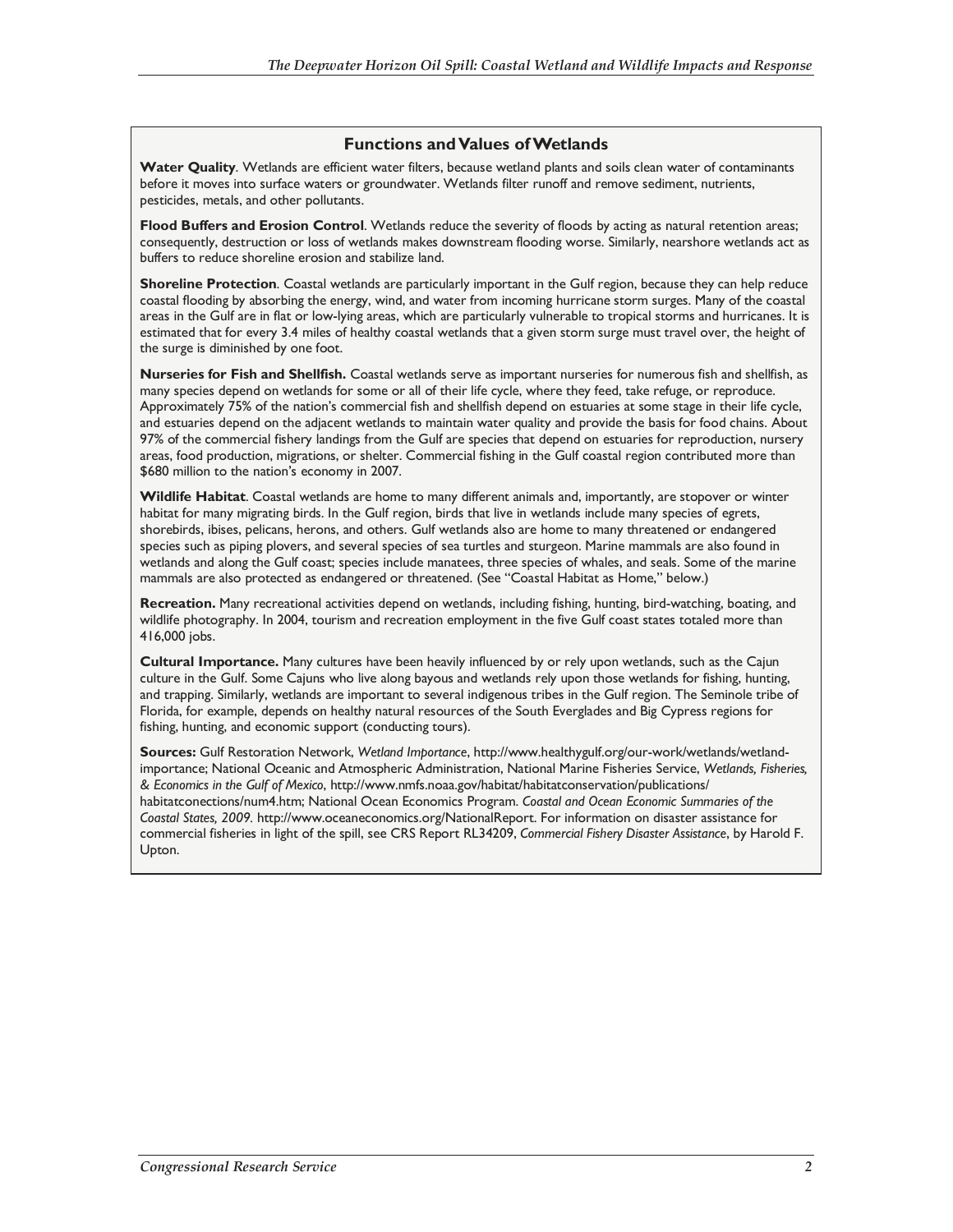### Functions and Values of Wetlands

**Water Quality**. Wetlands are efficient water filters, because wetland plants and soils clean water of contaminants before it moves into surface waters or groundwater. Wetlands filter runoff and remove sediment, nutrients, pesticides, metals, and other pollutants.

**Flood Buffers and Erosion Control**. Wetlands reduce the severity of floods by acting as natural retention areas; consequently, destruction or loss of wetlands makes downstream flooding worse. Similarly, nearshore wetlands act as buffers to reduce shoreline erosion and stabilize land.

**Shoreline Protection**. Coastal wetlands are particularly important in the Gulf region, because they can help reduce coastal flooding by absorbing the energy, wind, and water from incoming hurricane storm surges. Many of the coastal areas in the Gulf are in flat or low-lying areas, which are particularly vulnerable to tropical storms and hurricanes. It is estimated that for every 3.4 miles of healthy coastal wetlands that a given storm surge must travel over, the height of the surge is diminished by one foot.

**Nurseries for Fish and Shellfish.** Coastal wetlands serve as important nurseries for numerous fish and shellfish, as many species depend on wetlands for some or all of their life cycle, where they feed, take refuge, or reproduce. Approximately 75% of the nation's commercial fish and shellfish depend on estuaries at some stage in their life cycle, and estuaries depend on the adjacent wetlands to maintain water quality and provide the basis for food chains. About 97% of the commercial fishery landings from the Gulf are species that depend on estuaries for reproduction, nursery areas, food production, migrations, or shelter. Commercial fishing in the Gulf coastal region contributed more than $680 million to the nation's economy in 2007.

**Wildlife Habitat**. Coastal wetlands are home to many different animals and, importantly, are stopover or winter habitat for many migrating birds. In the Gulf region, birds that live in wetlands include many species of egrets, shorebirds, ibises, pelicans, herons, and others. Gulf wetlands also are home to many threatened or endangered species such as piping plovers, and several species of sea turtles and sturgeon. Marine mammals are also found in wetlands and along the Gulf coast; species include manatees, three species of whales, and seals. Some of the marine mammals are also protected as endangered or threatened. (See "Coastal Habitat as Home," below.)

**Recreation.** Many recreational activities depend on wetlands, including fishing, hunting, bird-watching, boating, and wildlife photography. In 2004, tourism and recreation employment in the five Gulf coast states totaled more than 416,000 jobs.

**Cultural Importance.** Many cultures have been heavily influenced by or rely upon wetlands, such as the Cajun culture in the Gulf. Some Cajuns who live along bayous and wetlands rely upon those wetlands for fishing, hunting, and trapping. Similarly, wetlands are important to several indigenous tribes in the Gulf region. The Seminole tribe of Florida, for example, depends on healthy natural resources of the South Everglades and Big Cypress regions for fishing, hunting, and economic support (conducting tours).

**Sources:** Gulf Restoration Network, *Wetland Importance*, http://www.healthygulf.org/our-work/wetlands/wetland-importance; National Oceanic and Atmospheric Administration, National Marine Fisheries Service, *Wetlands, Fisheries, & Economics in the Gulf of Mexico*, http://www.nmfs.noaa.gov/habitat/habitatconservation/publications/habitatconections/num4.htm; National Ocean Economics Program. *Coastal and Ocean Economic Summaries of the Coastal States, 2009*. http://www.oceaneconomics.org/NationalReport. For information on disaster assistance for commercial fisheries in light of the spill, see CRS Report RL34209, *Commercial Fishery Disaster Assistance*, by Harold F. Upton.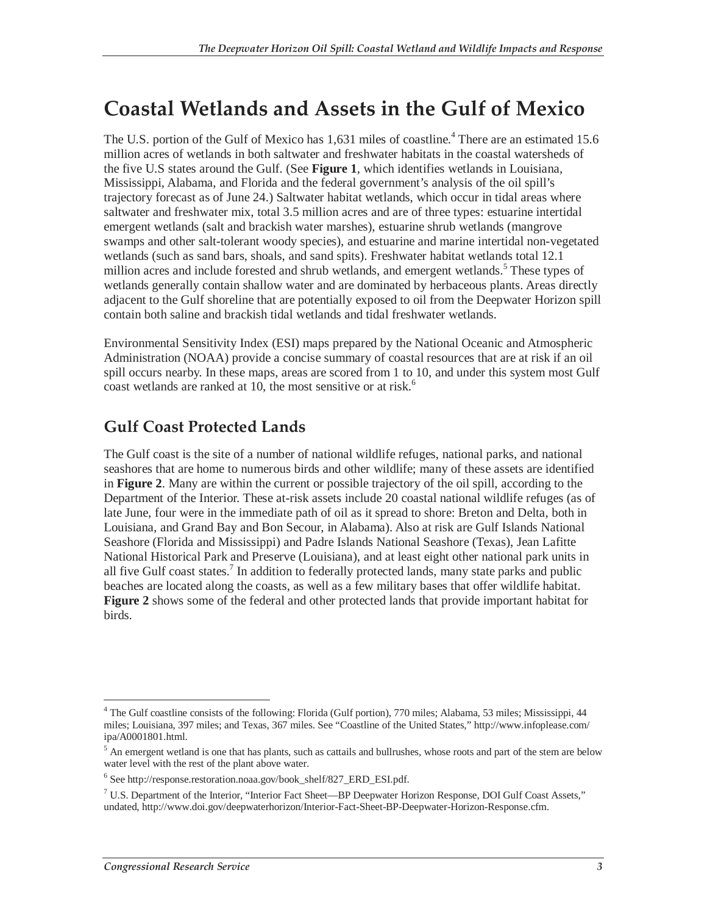# Coastal Wetlands and Assets in the Gulf of Mexico

The U.S. portion of the Gulf of Mexico has 1,631 miles of coastline.[4] There are an estimated 15.6 million acres of wetlands in both saltwater and freshwater habitats in the coastal watersheds of the five U.S states around the Gulf. (See **Figure 1**, which identifies wetlands in Louisiana, Mississippi, Alabama, and Florida and the federal government's analysis of the oil spill's trajectory forecast as of June 24.) Saltwater habitat wetlands, which occur in tidal areas where saltwater and freshwater mix, total 3.5 million acres and are of three types: estuarine intertidal emergent wetlands (salt and brackish water marshes), estuarine shrub wetlands (mangrove swamps and other salt-tolerant woody species), and estuarine and marine intertidal non-vegetated wetlands (such as sand bars, shoals, and sand spits). Freshwater habitat wetlands total 12.1 million acres and include forested and shrub wetlands, and emergent wetlands.[5] These types of wetlands generally contain shallow water and are dominated by herbaceous plants. Areas directly adjacent to the Gulf shoreline that are potentially exposed to oil from the Deepwater Horizon spill contain both saline and brackish tidal wetlands and tidal freshwater wetlands.

Environmental Sensitivity Index (ESI) maps prepared by the National Oceanic and Atmospheric Administration (NOAA) provide a concise summary of coastal resources that are at risk if an oil spill occurs nearby. In these maps, areas are scored from 1 to 10, and under this system most Gulf coast wetlands are ranked at 10, the most sensitive or at risk.[6]

## Gulf Coast Protected Lands

The Gulf coast is the site of a number of national wildlife refuges, national parks, and national seashores that are home to numerous birds and other wildlife; many of these assets are identified in **Figure 2**. Many are within the current or possible trajectory of the oil spill, according to the Department of the Interior. These at-risk assets include 20 coastal national wildlife refuges (as of late June, four were in the immediate path of oil as it spread to shore: Breton and Delta, both in Louisiana, and Grand Bay and Bon Secour, in Alabama). Also at risk are Gulf Islands National Seashore (Florida and Mississippi) and Padre Islands National Seashore (Texas), Jean Lafitte National Historical Park and Preserve (Louisiana), and at least eight other national park units in all five Gulf coast states.[7] In addition to federally protected lands, many state parks and public beaches are located along the coasts, as well as a few military bases that offer wildlife habitat. **Figure 2** shows some of the federal and other protected lands that provide important habitat for birds.

---

[4] The Gulf coastline consists of the following: Florida (Gulf portion), 770 miles; Alabama, 53 miles; Mississippi, 44 miles; Louisiana, 397 miles; and Texas, 367 miles. See "Coastline of the United States," http://www.infoplease.com/ipa/A0001801.html.

[5] An emergent wetland is one that has plants, such as cattails and bullrushes, whose roots and part of the stem are below water level with the rest of the plant above water.

[6] See http://response.restoration.noaa.gov/book_shelf/827_ERD_ESI.pdf.

[7] U.S. Department of the Interior, "Interior Fact Sheet—BP Deepwater Horizon Response, DOI Gulf Coast Assets," undated, http://www.doi.gov/deepwaterhorizon/Interior-Fact-Sheet-BP-Deepwater-Horizon-Response.cfm.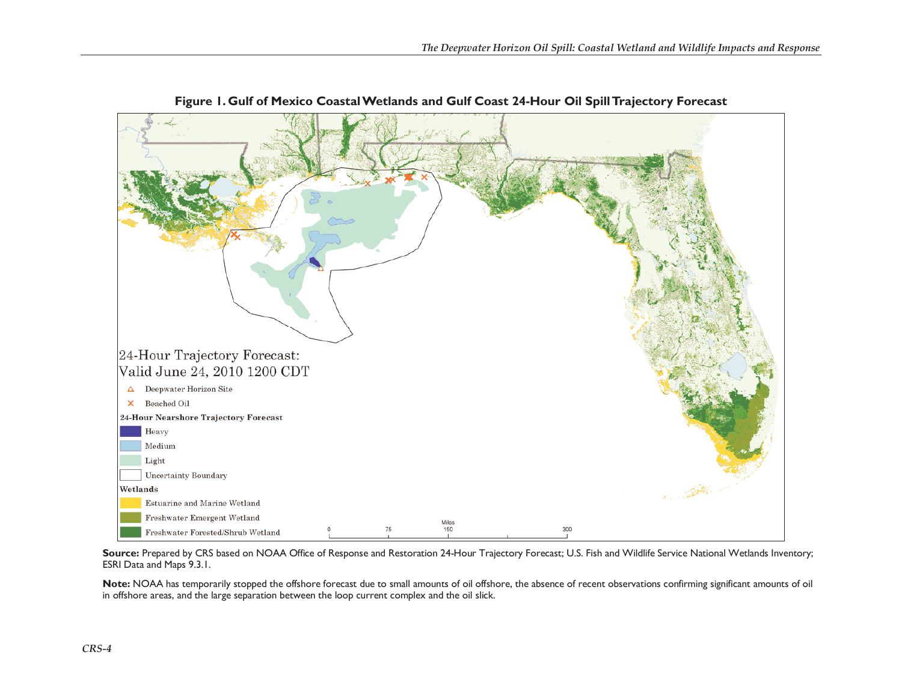**Figure 1. Gulf of Mexico Coastal Wetlands and Gulf Coast 24-Hour Oil Spill Trajectory Forecast**

24-Hour Trajectory Forecast:
Valid June 24, 2010 1200 CDT

- Deepwater Horizon Site
- Beached Oil

**24-Hour Nearshore Trajectory Forecast**

- Heavy
- Medium
- Light
- Uncertainty Boundary

**Wetlands**

- Estuarine and Marine Wetland
- Freshwater Emergent Wetland
- Freshwater Forested/Shrub Wetland

Miles: 0, 75, 150, 300

**Source:** Prepared by CRS based on NOAA Office of Response and Restoration 24-Hour Trajectory Forecast; U.S. Fish and Wildlife Service National Wetlands Inventory; ESRI Data and Maps 9.3.1.

**Note:** NOAA has temporarily stopped the offshore forecast due to small amounts of oil offshore, the absence of recent observations confirming significant amounts of oil in offshore areas, and the large separation between the loop current complex and the oil slick.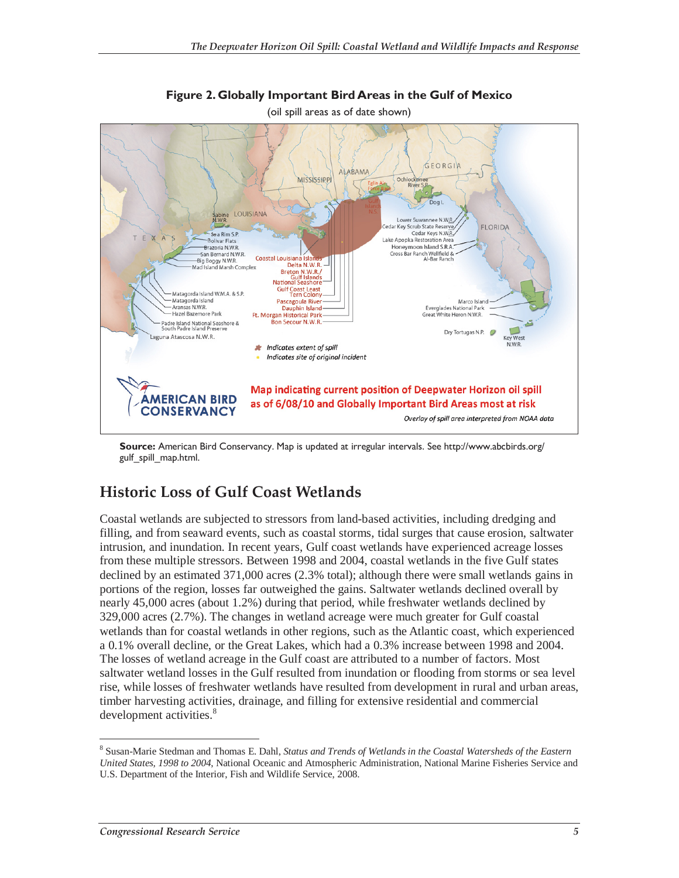**Figure 2. Globally Important Bird Areas in the Gulf of Mexico**

(oil spill areas as of date shown)

**Source:** American Bird Conservancy. Map is updated at irregular intervals. See http://www.abcbirds.org/gulf_spill_map.html.

## Historic Loss of Gulf Coast Wetlands

Coastal wetlands are subjected to stressors from land-based activities, including dredging and filling, and from seaward events, such as coastal storms, tidal surges that cause erosion, saltwater intrusion, and inundation. In recent years, Gulf coast wetlands have experienced acreage losses from these multiple stressors. Between 1998 and 2004, coastal wetlands in the five Gulf states declined by an estimated 371,000 acres (2.3% total); although there were small wetlands gains in portions of the region, losses far outweighed the gains. Saltwater wetlands declined overall by nearly 45,000 acres (about 1.2%) during that period, while freshwater wetlands declined by 329,000 acres (2.7%). The changes in wetland acreage were much greater for Gulf coastal wetlands than for coastal wetlands in other regions, such as the Atlantic coast, which experienced a 0.1% overall decline, or the Great Lakes, which had a 0.3% increase between 1998 and 2004. The losses of wetland acreage in the Gulf coast are attributed to a number of factors. Most saltwater wetland losses in the Gulf resulted from inundation or flooding from storms or sea level rise, while losses of freshwater wetlands have resulted from development in rural and urban areas, timber harvesting activities, drainage, and filling for extensive residential and commercial development activities.[8]

---

[8] Susan-Marie Stedman and Thomas E. Dahl, *Status and Trends of Wetlands in the Coastal Watersheds of the Eastern United States, 1998 to 2004*, National Oceanic and Atmospheric Administration, National Marine Fisheries Service and U.S. Department of the Interior, Fish and Wildlife Service, 2008.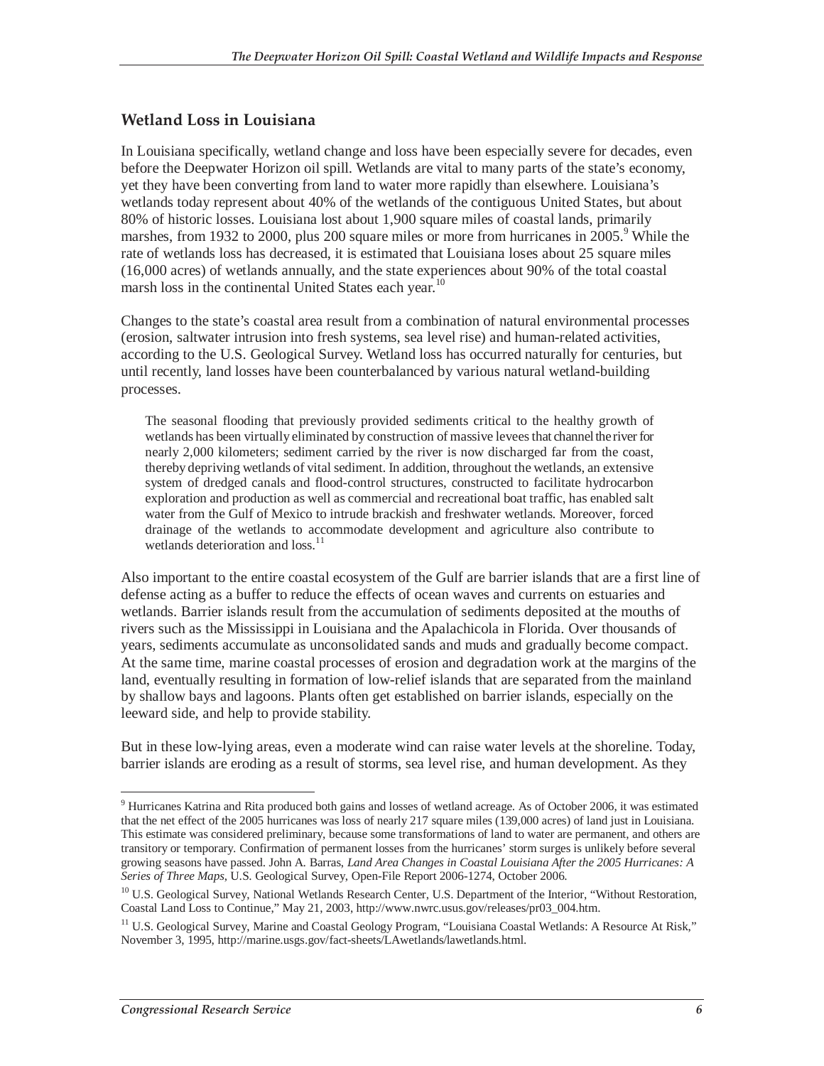## Wetland Loss in Louisiana

In Louisiana specifically, wetland change and loss have been especially severe for decades, even before the Deepwater Horizon oil spill. Wetlands are vital to many parts of the state's economy, yet they have been converting from land to water more rapidly than elsewhere. Louisiana's wetlands today represent about 40% of the wetlands of the contiguous United States, but about 80% of historic losses. Louisiana lost about 1,900 square miles of coastal lands, primarily marshes, from 1932 to 2000, plus 200 square miles or more from hurricanes in 2005.[9] While the rate of wetlands loss has decreased, it is estimated that Louisiana loses about 25 square miles (16,000 acres) of wetlands annually, and the state experiences about 90% of the total coastal marsh loss in the continental United States each year.[10]

Changes to the state's coastal area result from a combination of natural environmental processes (erosion, saltwater intrusion into fresh systems, sea level rise) and human-related activities, according to the U.S. Geological Survey. Wetland loss has occurred naturally for centuries, but until recently, land losses have been counterbalanced by various natural wetland-building processes.

> The seasonal flooding that previously provided sediments critical to the healthy growth of wetlands has been virtually eliminated by construction of massive levees that channel the river for nearly 2,000 kilometers; sediment carried by the river is now discharged far from the coast, thereby depriving wetlands of vital sediment. In addition, throughout the wetlands, an extensive system of dredged canals and flood-control structures, constructed to facilitate hydrocarbon exploration and production as well as commercial and recreational boat traffic, has enabled salt water from the Gulf of Mexico to intrude brackish and freshwater wetlands. Moreover, forced drainage of the wetlands to accommodate development and agriculture also contribute to wetlands deterioration and loss.[11]

Also important to the entire coastal ecosystem of the Gulf are barrier islands that are a first line of defense acting as a buffer to reduce the effects of ocean waves and currents on estuaries and wetlands. Barrier islands result from the accumulation of sediments deposited at the mouths of rivers such as the Mississippi in Louisiana and the Apalachicola in Florida. Over thousands of years, sediments accumulate as unconsolidated sands and muds and gradually become compact. At the same time, marine coastal processes of erosion and degradation work at the margins of the land, eventually resulting in formation of low-relief islands that are separated from the mainland by shallow bays and lagoons. Plants often get established on barrier islands, especially on the leeward side, and help to provide stability.

But in these low-lying areas, even a moderate wind can raise water levels at the shoreline. Today, barrier islands are eroding as a result of storms, sea level rise, and human development. As they

---

[9] Hurricanes Katrina and Rita produced both gains and losses of wetland acreage. As of October 2006, it was estimated that the net effect of the 2005 hurricanes was loss of nearly 217 square miles (139,000 acres) of land just in Louisiana. This estimate was considered preliminary, because some transformations of land to water are permanent, and others are transitory or temporary. Confirmation of permanent losses from the hurricanes' storm surges is unlikely before several growing seasons have passed. John A. Barras, *Land Area Changes in Coastal Louisiana After the 2005 Hurricanes: A Series of Three Maps*, U.S. Geological Survey, Open-File Report 2006-1274, October 2006.

[10] U.S. Geological Survey, National Wetlands Research Center, U.S. Department of the Interior, "Without Restoration, Coastal Land Loss to Continue," May 21, 2003, http://www.nwrc.usus.gov/releases/pr03_004.htm.

[11] U.S. Geological Survey, Marine and Coastal Geology Program, "Louisiana Coastal Wetlands: A Resource At Risk," November 3, 1995, http://marine.usgs.gov/fact-sheets/LAwetlands/lawetlands.html.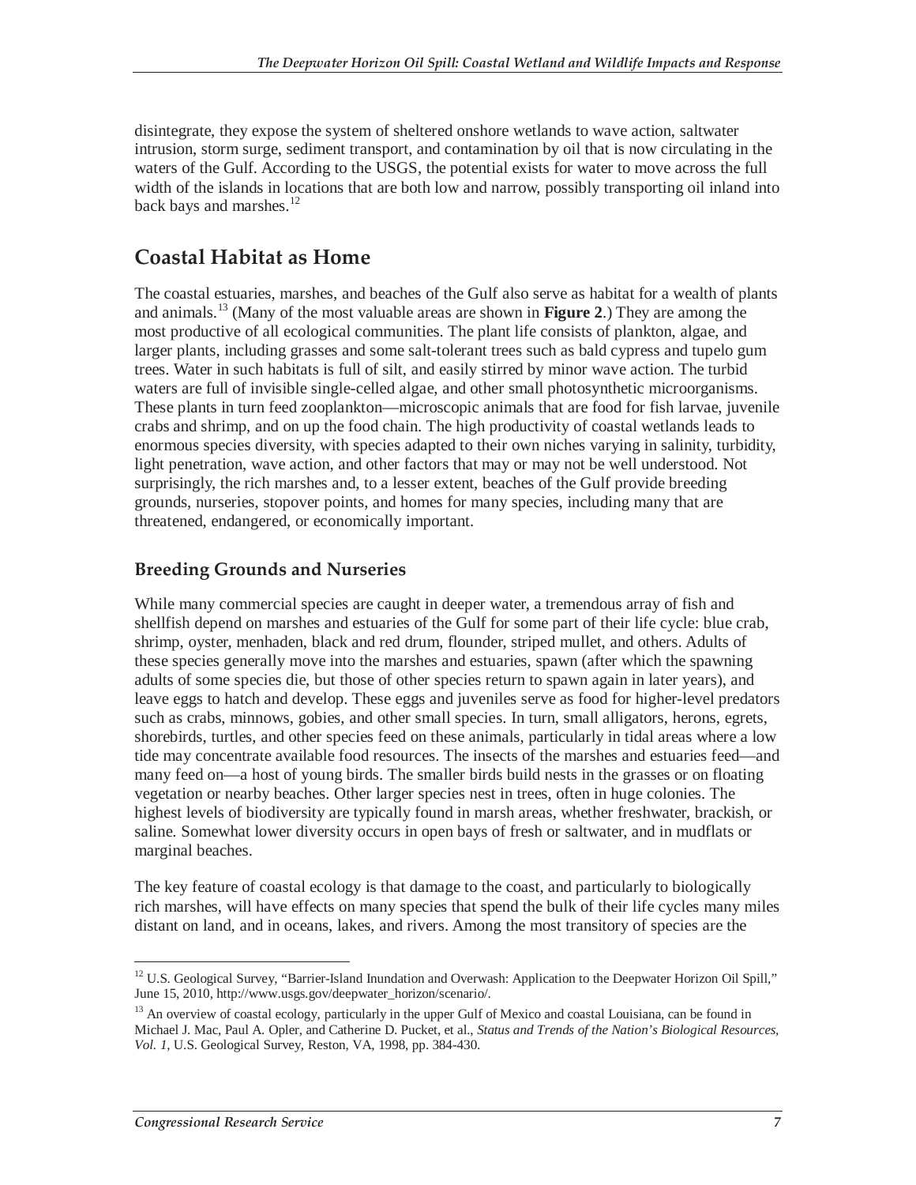disintegrate, they expose the system of sheltered onshore wetlands to wave action, saltwater intrusion, storm surge, sediment transport, and contamination by oil that is now circulating in the waters of the Gulf. According to the USGS, the potential exists for water to move across the full width of the islands in locations that are both low and narrow, possibly transporting oil inland into back bays and marshes.[12]

## Coastal Habitat as Home

The coastal estuaries, marshes, and beaches of the Gulf also serve as habitat for a wealth of plants and animals.[13] (Many of the most valuable areas are shown in **Figure 2**.) They are among the most productive of all ecological communities. The plant life consists of plankton, algae, and larger plants, including grasses and some salt-tolerant trees such as bald cypress and tupelo gum trees. Water in such habitats is full of silt, and easily stirred by minor wave action. The turbid waters are full of invisible single-celled algae, and other small photosynthetic microorganisms. These plants in turn feed zooplankton—microscopic animals that are food for fish larvae, juvenile crabs and shrimp, and on up the food chain. The high productivity of coastal wetlands leads to enormous species diversity, with species adapted to their own niches varying in salinity, turbidity, light penetration, wave action, and other factors that may or may not be well understood. Not surprisingly, the rich marshes and, to a lesser extent, beaches of the Gulf provide breeding grounds, nurseries, stopover points, and homes for many species, including many that are threatened, endangered, or economically important.

### Breeding Grounds and Nurseries

While many commercial species are caught in deeper water, a tremendous array of fish and shellfish depend on marshes and estuaries of the Gulf for some part of their life cycle: blue crab, shrimp, oyster, menhaden, black and red drum, flounder, striped mullet, and others. Adults of these species generally move into the marshes and estuaries, spawn (after which the spawning adults of some species die, but those of other species return to spawn again in later years), and leave eggs to hatch and develop. These eggs and juveniles serve as food for higher-level predators such as crabs, minnows, gobies, and other small species. In turn, small alligators, herons, egrets, shorebirds, turtles, and other species feed on these animals, particularly in tidal areas where a low tide may concentrate available food resources. The insects of the marshes and estuaries feed—and many feed on—a host of young birds. The smaller birds build nests in the grasses or on floating vegetation or nearby beaches. Other larger species nest in trees, often in huge colonies. The highest levels of biodiversity are typically found in marsh areas, whether freshwater, brackish, or saline. Somewhat lower diversity occurs in open bays of fresh or saltwater, and in mudflats or marginal beaches.

The key feature of coastal ecology is that damage to the coast, and particularly to biologically rich marshes, will have effects on many species that spend the bulk of their life cycles many miles distant on land, and in oceans, lakes, and rivers. Among the most transitory of species are the

---

[12] U.S. Geological Survey, "Barrier-Island Inundation and Overwash: Application to the Deepwater Horizon Oil Spill," June 15, 2010, http://www.usgs.gov/deepwater_horizon/scenario/.

[13] An overview of coastal ecology, particularly in the upper Gulf of Mexico and coastal Louisiana, can be found in Michael J. Mac, Paul A. Opler, and Catherine D. Pucket, et al., *Status and Trends of the Nation's Biological Resources, Vol. 1*, U.S. Geological Survey, Reston, VA, 1998, pp. 384-430.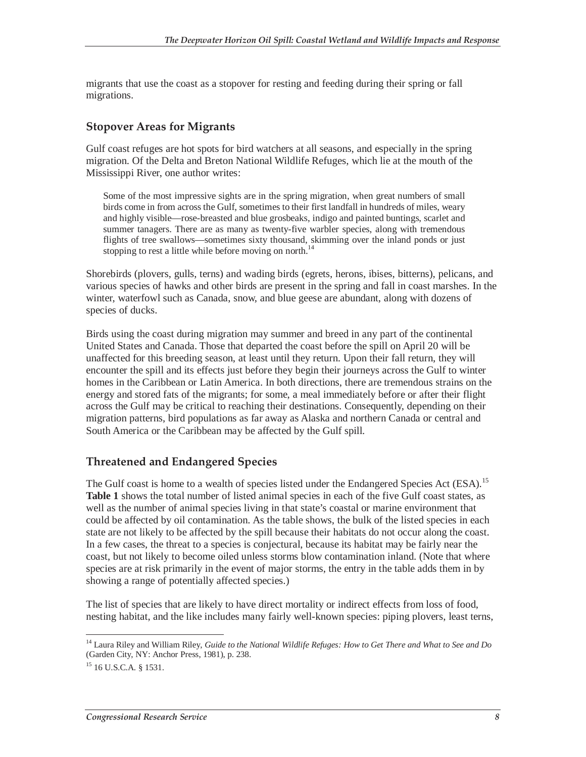migrants that use the coast as a stopover for resting and feeding during their spring or fall migrations.

### Stopover Areas for Migrants

Gulf coast refuges are hot spots for bird watchers at all seasons, and especially in the spring migration. Of the Delta and Breton National Wildlife Refuges, which lie at the mouth of the Mississippi River, one author writes:

> Some of the most impressive sights are in the spring migration, when great numbers of small birds come in from across the Gulf, sometimes to their first landfall in hundreds of miles, weary and highly visible—rose-breasted and blue grosbeaks, indigo and painted buntings, scarlet and summer tanagers. There are as many as twenty-five warbler species, along with tremendous flights of tree swallows—sometimes sixty thousand, skimming over the inland ponds or just stopping to rest a little while before moving on north.[14]

Shorebirds (plovers, gulls, terns) and wading birds (egrets, herons, ibises, bitterns), pelicans, and various species of hawks and other birds are present in the spring and fall in coast marshes. In the winter, waterfowl such as Canada, snow, and blue geese are abundant, along with dozens of species of ducks.

Birds using the coast during migration may summer and breed in any part of the continental United States and Canada. Those that departed the coast before the spill on April 20 will be unaffected for this breeding season, at least until they return. Upon their fall return, they will encounter the spill and its effects just before they begin their journeys across the Gulf to winter homes in the Caribbean or Latin America. In both directions, there are tremendous strains on the energy and stored fats of the migrants; for some, a meal immediately before or after their flight across the Gulf may be critical to reaching their destinations. Consequently, depending on their migration patterns, bird populations as far away as Alaska and northern Canada or central and South America or the Caribbean may be affected by the Gulf spill.

### Threatened and Endangered Species

The Gulf coast is home to a wealth of species listed under the Endangered Species Act (ESA).[15] **Table 1** shows the total number of listed animal species in each of the five Gulf coast states, as well as the number of animal species living in that state's coastal or marine environment that could be affected by oil contamination. As the table shows, the bulk of the listed species in each state are not likely to be affected by the spill because their habitats do not occur along the coast. In a few cases, the threat to a species is conjectural, because its habitat may be fairly near the coast, but not likely to become oiled unless storms blow contamination inland. (Note that where species are at risk primarily in the event of major storms, the entry in the table adds them in by showing a range of potentially affected species.)

The list of species that are likely to have direct mortality or indirect effects from loss of food, nesting habitat, and the like includes many fairly well-known species: piping plovers, least terns,

---

[14] Laura Riley and William Riley, *Guide to the National Wildlife Refuges: How to Get There and What to See and Do* (Garden City, NY: Anchor Press, 1981), p. 238.

[15] 16 U.S.C.A. § 1531.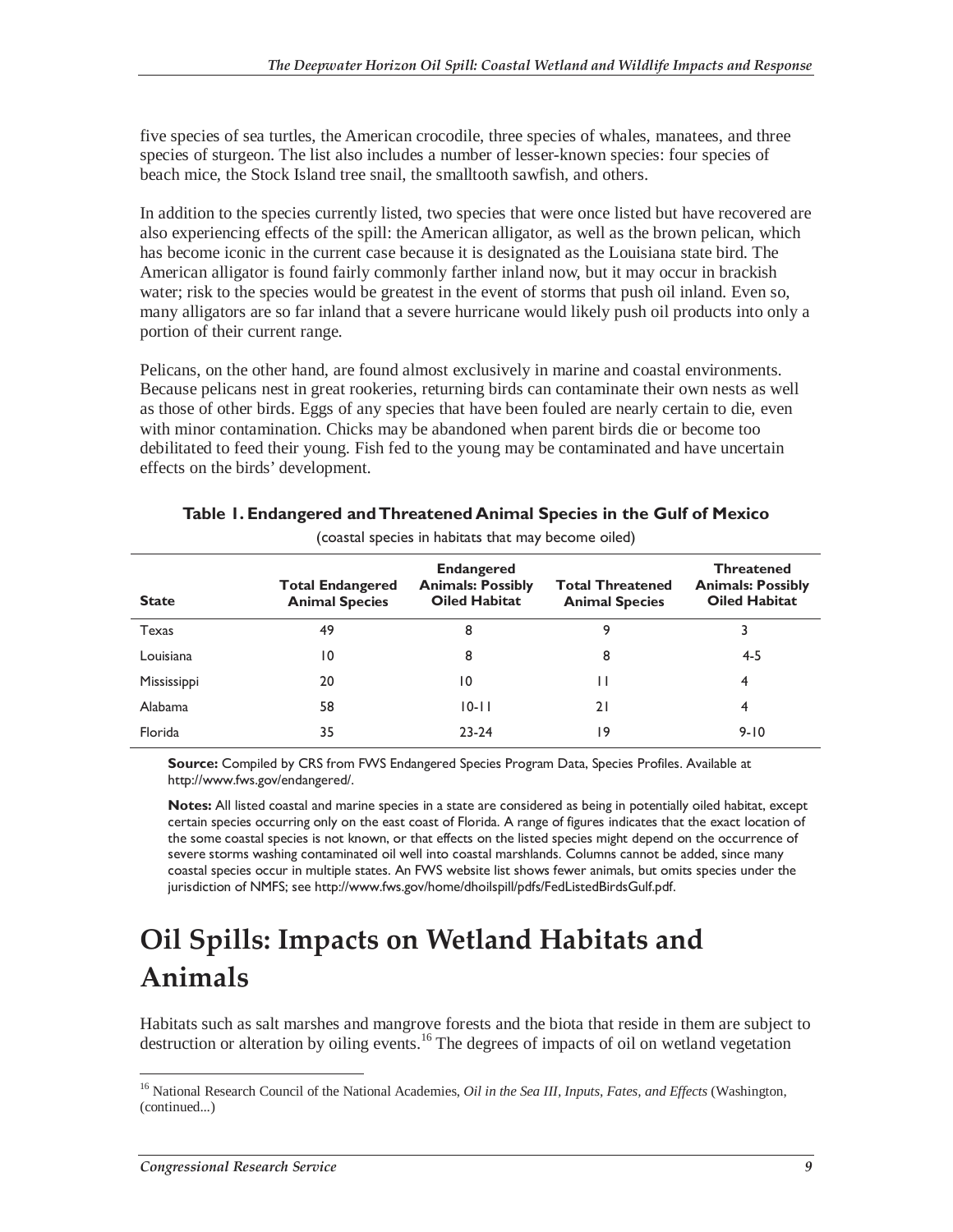five species of sea turtles, the American crocodile, three species of whales, manatees, and three species of sturgeon. The list also includes a number of lesser-known species: four species of beach mice, the Stock Island tree snail, the smalltooth sawfish, and others.

In addition to the species currently listed, two species that were once listed but have recovered are also experiencing effects of the spill: the American alligator, as well as the brown pelican, which has become iconic in the current case because it is designated as the Louisiana state bird. The American alligator is found fairly commonly farther inland now, but it may occur in brackish water; risk to the species would be greatest in the event of storms that push oil inland. Even so, many alligators are so far inland that a severe hurricane would likely push oil products into only a portion of their current range.

Pelicans, on the other hand, are found almost exclusively in marine and coastal environments. Because pelicans nest in great rookeries, returning birds can contaminate their own nests as well as those of other birds. Eggs of any species that have been fouled are nearly certain to die, even with minor contamination. Chicks may be abandoned when parent birds die or become too debilitated to feed their young. Fish fed to the young may be contaminated and have uncertain effects on the birds' development.

**Table 1. Endangered and Threatened Animal Species in the Gulf of Mexico**

(coastal species in habitats that may become oiled)

| State | Total Endangered Animal Species | Endangered Animals: Possibly Oiled Habitat | Total Threatened Animal Species | Threatened Animals: Possibly Oiled Habitat |
|---|---|---|---|---|
| Texas | 49 | 8 | 9 | 3 |
| Louisiana | 10 | 8 | 8 | 4-5 |
| Mississippi | 20 | 10 | 11 | 4 |
| Alabama | 58 | 10-11 | 21 | 4 |
| Florida | 35 | 23-24 | 19 | 9-10 |

**Source:** Compiled by CRS from FWS Endangered Species Program Data, Species Profiles. Available at http://www.fws.gov/endangered/.

**Notes:** All listed coastal and marine species in a state are considered as being in potentially oiled habitat, except certain species occurring only on the east coast of Florida. A range of figures indicates that the exact location of the some coastal species is not known, or that effects on the listed species might depend on the occurrence of severe storms washing contaminated oil well into coastal marshlands. Columns cannot be added, since many coastal species occur in multiple states. An FWS website list shows fewer animals, but omits species under the jurisdiction of NMFS; see http://www.fws.gov/home/dhoilspill/pdfs/FedListedBirdsGulf.pdf.

# Oil Spills: Impacts on Wetland Habitats and Animals

Habitats such as salt marshes and mangrove forests and the biota that reside in them are subject to destruction or alteration by oiling events.[16] The degrees of impacts of oil on wetland vegetation

[16] National Research Council of the National Academies, *Oil in the Sea III, Inputs, Fates, and Effects* (Washington, (continued...)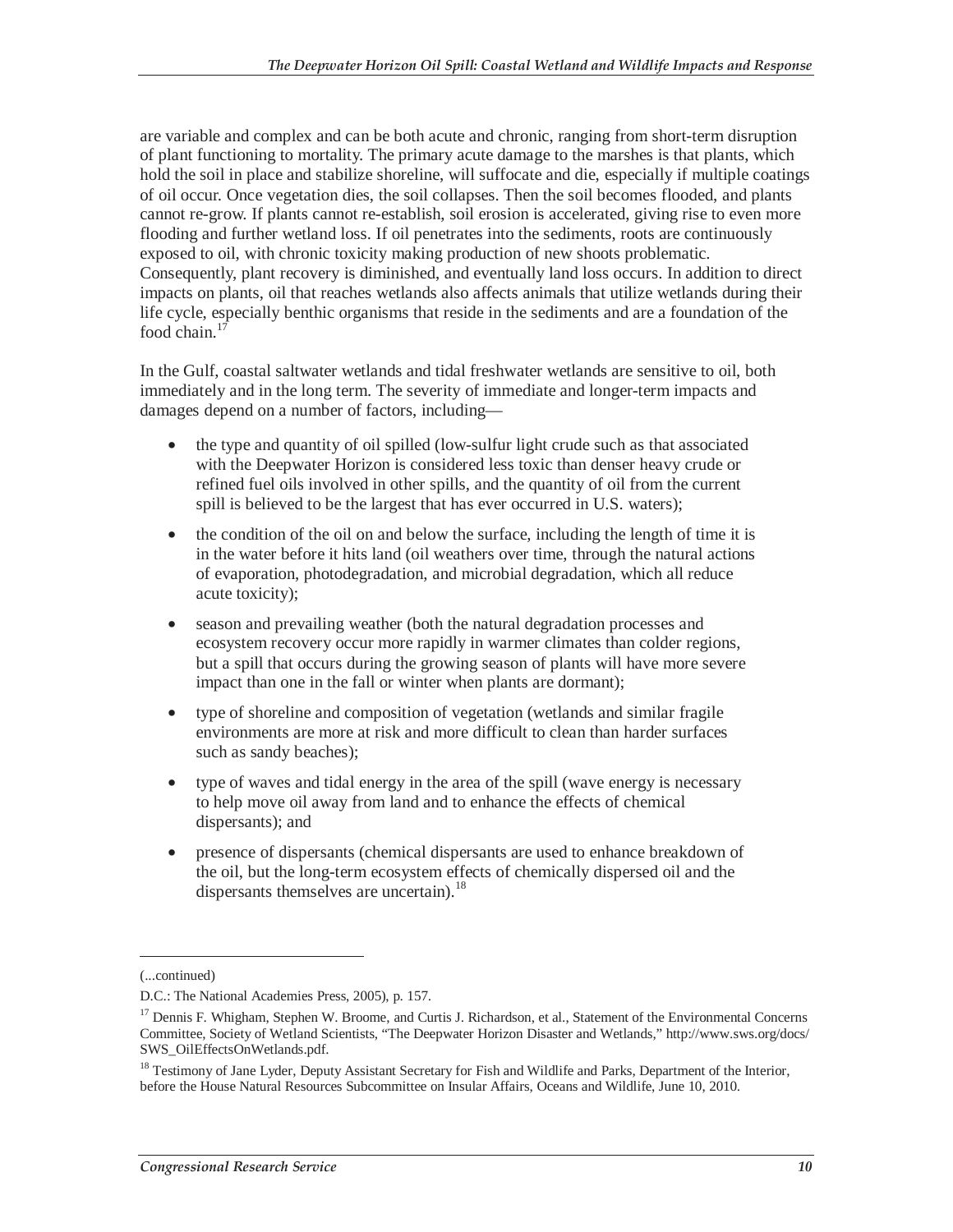are variable and complex and can be both acute and chronic, ranging from short-term disruption of plant functioning to mortality. The primary acute damage to the marshes is that plants, which hold the soil in place and stabilize shoreline, will suffocate and die, especially if multiple coatings of oil occur. Once vegetation dies, the soil collapses. Then the soil becomes flooded, and plants cannot re-grow. If plants cannot re-establish, soil erosion is accelerated, giving rise to even more flooding and further wetland loss. If oil penetrates into the sediments, roots are continuously exposed to oil, with chronic toxicity making production of new shoots problematic. Consequently, plant recovery is diminished, and eventually land loss occurs. In addition to direct impacts on plants, oil that reaches wetlands also affects animals that utilize wetlands during their life cycle, especially benthic organisms that reside in the sediments and are a foundation of the food chain.[17]

In the Gulf, coastal saltwater wetlands and tidal freshwater wetlands are sensitive to oil, both immediately and in the long term. The severity of immediate and longer-term impacts and damages depend on a number of factors, including—

- the type and quantity of oil spilled (low-sulfur light crude such as that associated with the Deepwater Horizon is considered less toxic than denser heavy crude or refined fuel oils involved in other spills, and the quantity of oil from the current spill is believed to be the largest that has ever occurred in U.S. waters);
- the condition of the oil on and below the surface, including the length of time it is in the water before it hits land (oil weathers over time, through the natural actions of evaporation, photodegradation, and microbial degradation, which all reduce acute toxicity);
- season and prevailing weather (both the natural degradation processes and ecosystem recovery occur more rapidly in warmer climates than colder regions, but a spill that occurs during the growing season of plants will have more severe impact than one in the fall or winter when plants are dormant);
- type of shoreline and composition of vegetation (wetlands and similar fragile environments are more at risk and more difficult to clean than harder surfaces such as sandy beaches);
- type of waves and tidal energy in the area of the spill (wave energy is necessary to help move oil away from land and to enhance the effects of chemical dispersants); and
- presence of dispersants (chemical dispersants are used to enhance breakdown of the oil, but the long-term ecosystem effects of chemically dispersed oil and the dispersants themselves are uncertain).[18]

---

(...continued)

D.C.: The National Academies Press, 2005), p. 157.

[17] Dennis F. Whigham, Stephen W. Broome, and Curtis J. Richardson, et al., Statement of the Environmental Concerns Committee, Society of Wetland Scientists, "The Deepwater Horizon Disaster and Wetlands," http://www.sws.org/docs/SWS_OilEffectsOnWetlands.pdf.

[18] Testimony of Jane Lyder, Deputy Assistant Secretary for Fish and Wildlife and Parks, Department of the Interior, before the House Natural Resources Subcommittee on Insular Affairs, Oceans and Wildlife, June 10, 2010.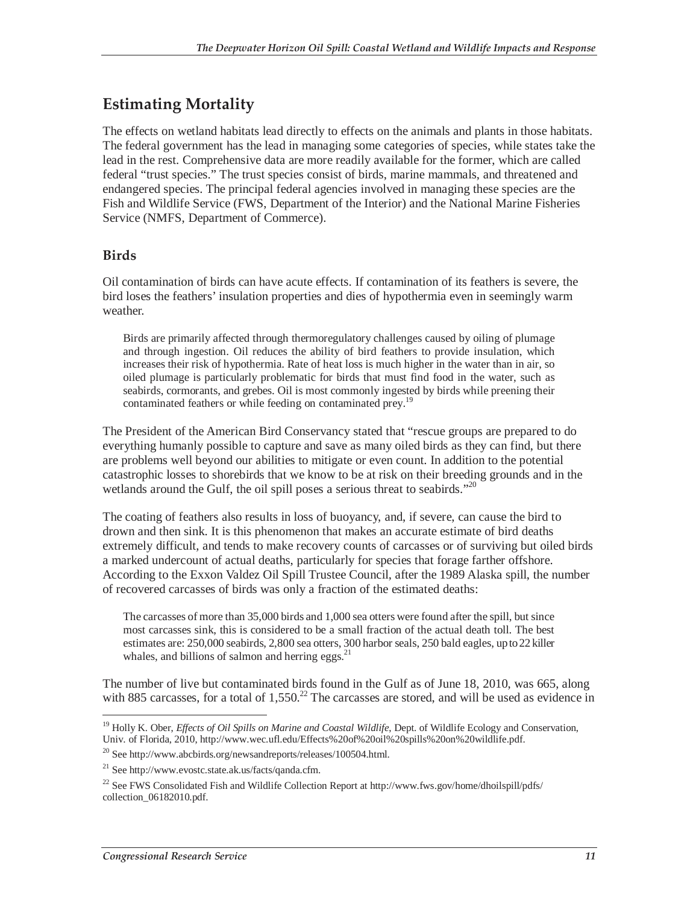## Estimating Mortality

The effects on wetland habitats lead directly to effects on the animals and plants in those habitats. The federal government has the lead in managing some categories of species, while states take the lead in the rest. Comprehensive data are more readily available for the former, which are called federal "trust species." The trust species consist of birds, marine mammals, and threatened and endangered species. The principal federal agencies involved in managing these species are the Fish and Wildlife Service (FWS, Department of the Interior) and the National Marine Fisheries Service (NMFS, Department of Commerce).

### Birds

Oil contamination of birds can have acute effects. If contamination of its feathers is severe, the bird loses the feathers' insulation properties and dies of hypothermia even in seemingly warm weather.

> Birds are primarily affected through thermoregulatory challenges caused by oiling of plumage and through ingestion. Oil reduces the ability of bird feathers to provide insulation, which increases their risk of hypothermia. Rate of heat loss is much higher in the water than in air, so oiled plumage is particularly problematic for birds that must find food in the water, such as seabirds, cormorants, and grebes. Oil is most commonly ingested by birds while preening their contaminated feathers or while feeding on contaminated prey.[19]

The President of the American Bird Conservancy stated that "rescue groups are prepared to do everything humanly possible to capture and save as many oiled birds as they can find, but there are problems well beyond our abilities to mitigate or even count. In addition to the potential catastrophic losses to shorebirds that we know to be at risk on their breeding grounds and in the wetlands around the Gulf, the oil spill poses a serious threat to seabirds."[20]

The coating of feathers also results in loss of buoyancy, and, if severe, can cause the bird to drown and then sink. It is this phenomenon that makes an accurate estimate of bird deaths extremely difficult, and tends to make recovery counts of carcasses or of surviving but oiled birds a marked undercount of actual deaths, particularly for species that forage farther offshore. According to the Exxon Valdez Oil Spill Trustee Council, after the 1989 Alaska spill, the number of recovered carcasses of birds was only a fraction of the estimated deaths:

> The carcasses of more than 35,000 birds and 1,000 sea otters were found after the spill, but since most carcasses sink, this is considered to be a small fraction of the actual death toll. The best estimates are: 250,000 seabirds, 2,800 sea otters, 300 harbor seals, 250 bald eagles, up to 22 killer whales, and billions of salmon and herring eggs.[21]

The number of live but contaminated birds found in the Gulf as of June 18, 2010, was 665, along with 885 carcasses, for a total of 1,550.[22] The carcasses are stored, and will be used as evidence in

---

[19] Holly K. Ober, *Effects of Oil Spills on Marine and Coastal Wildlife*, Dept. of Wildlife Ecology and Conservation, Univ. of Florida, 2010, http://www.wec.ufl.edu/Effects%20of%20oil%20spills%20on%20wildlife.pdf.

[20] See http://www.abcbirds.org/newsandreports/releases/100504.html.

[21] See http://www.evostc.state.ak.us/facts/qanda.cfm.

[22] See FWS Consolidated Fish and Wildlife Collection Report at http://www.fws.gov/home/dhoilspill/pdfs/collection_06182010.pdf.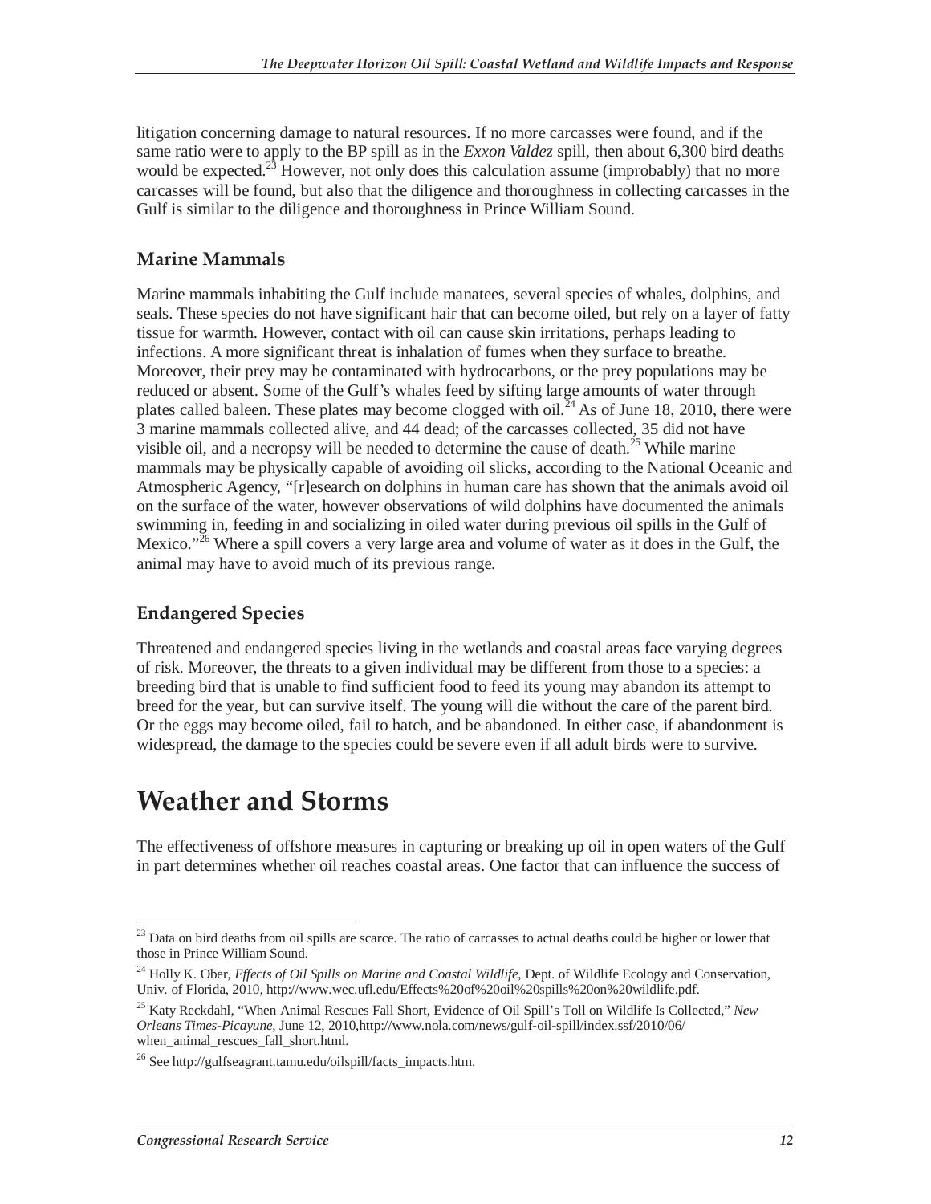litigation concerning damage to natural resources. If no more carcasses were found, and if the same ratio were to apply to the BP spill as in the *Exxon Valdez* spill, then about 6,300 bird deaths would be expected.[23] However, not only does this calculation assume (improbably) that no more carcasses will be found, but also that the diligence and thoroughness in collecting carcasses in the Gulf is similar to the diligence and thoroughness in Prince William Sound.

### Marine Mammals

Marine mammals inhabiting the Gulf include manatees, several species of whales, dolphins, and seals. These species do not have significant hair that can become oiled, but rely on a layer of fatty tissue for warmth. However, contact with oil can cause skin irritations, perhaps leading to infections. A more significant threat is inhalation of fumes when they surface to breathe. Moreover, their prey may be contaminated with hydrocarbons, or the prey populations may be reduced or absent. Some of the Gulf's whales feed by sifting large amounts of water through plates called baleen. These plates may become clogged with oil.[24] As of June 18, 2010, there were 3 marine mammals collected alive, and 44 dead; of the carcasses collected, 35 did not have visible oil, and a necropsy will be needed to determine the cause of death.[25] While marine mammals may be physically capable of avoiding oil slicks, according to the National Oceanic and Atmospheric Agency, "[r]esearch on dolphins in human care has shown that the animals avoid oil on the surface of the water, however observations of wild dolphins have documented the animals swimming in, feeding in and socializing in oiled water during previous oil spills in the Gulf of Mexico."[26] Where a spill covers a very large area and volume of water as it does in the Gulf, the animal may have to avoid much of its previous range.

### Endangered Species

Threatened and endangered species living in the wetlands and coastal areas face varying degrees of risk. Moreover, the threats to a given individual may be different from those to a species: a breeding bird that is unable to find sufficient food to feed its young may abandon its attempt to breed for the year, but can survive itself. The young will die without the care of the parent bird. Or the eggs may become oiled, fail to hatch, and be abandoned. In either case, if abandonment is widespread, the damage to the species could be severe even if all adult birds were to survive.

## Weather and Storms

The effectiveness of offshore measures in capturing or breaking up oil in open waters of the Gulf in part determines whether oil reaches coastal areas. One factor that can influence the success of

---

[23] Data on bird deaths from oil spills are scarce. The ratio of carcasses to actual deaths could be higher or lower that those in Prince William Sound.

[24] Holly K. Ober, *Effects of Oil Spills on Marine and Coastal Wildlife*, Dept. of Wildlife Ecology and Conservation, Univ. of Florida, 2010, http://www.wec.ufl.edu/Effects%20of%20oil%20spills%20on%20wildlife.pdf.

[25] Katy Reckdahl, "When Animal Rescues Fall Short, Evidence of Oil Spill's Toll on Wildlife Is Collected," *New Orleans Times-Picayune*, June 12, 2010,http://www.nola.com/news/gulf-oil-spill/index.ssf/2010/06/when_animal_rescues_fall_short.html.

[26] See http://gulfseagrant.tamu.edu/oilspill/facts_impacts.htm.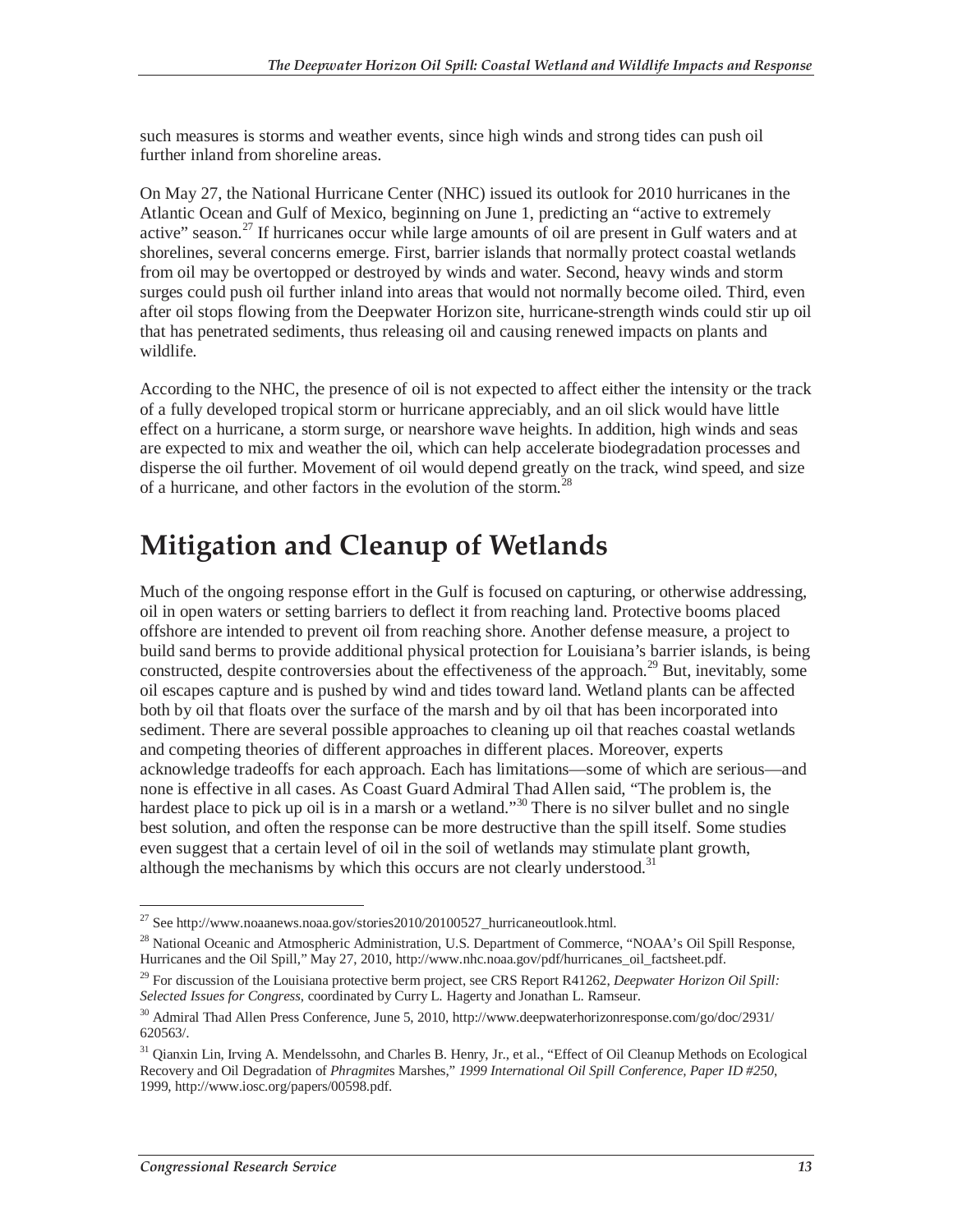such measures is storms and weather events, since high winds and strong tides can push oil further inland from shoreline areas.

On May 27, the National Hurricane Center (NHC) issued its outlook for 2010 hurricanes in the Atlantic Ocean and Gulf of Mexico, beginning on June 1, predicting an "active to extremely active" season.[27] If hurricanes occur while large amounts of oil are present in Gulf waters and at shorelines, several concerns emerge. First, barrier islands that normally protect coastal wetlands from oil may be overtopped or destroyed by winds and water. Second, heavy winds and storm surges could push oil further inland into areas that would not normally become oiled. Third, even after oil stops flowing from the Deepwater Horizon site, hurricane-strength winds could stir up oil that has penetrated sediments, thus releasing oil and causing renewed impacts on plants and wildlife.

According to the NHC, the presence of oil is not expected to affect either the intensity or the track of a fully developed tropical storm or hurricane appreciably, and an oil slick would have little effect on a hurricane, a storm surge, or nearshore wave heights. In addition, high winds and seas are expected to mix and weather the oil, which can help accelerate biodegradation processes and disperse the oil further. Movement of oil would depend greatly on the track, wind speed, and size of a hurricane, and other factors in the evolution of the storm.[28]

# Mitigation and Cleanup of Wetlands

Much of the ongoing response effort in the Gulf is focused on capturing, or otherwise addressing, oil in open waters or setting barriers to deflect it from reaching land. Protective booms placed offshore are intended to prevent oil from reaching shore. Another defense measure, a project to build sand berms to provide additional physical protection for Louisiana's barrier islands, is being constructed, despite controversies about the effectiveness of the approach.[29] But, inevitably, some oil escapes capture and is pushed by wind and tides toward land. Wetland plants can be affected both by oil that floats over the surface of the marsh and by oil that has been incorporated into sediment. There are several possible approaches to cleaning up oil that reaches coastal wetlands and competing theories of different approaches in different places. Moreover, experts acknowledge tradeoffs for each approach. Each has limitations—some of which are serious—and none is effective in all cases. As Coast Guard Admiral Thad Allen said, "The problem is, the hardest place to pick up oil is in a marsh or a wetland."[30] There is no silver bullet and no single best solution, and often the response can be more destructive than the spill itself. Some studies even suggest that a certain level of oil in the soil of wetlands may stimulate plant growth, although the mechanisms by which this occurs are not clearly understood.[31]

---

[27] See http://www.noaanews.noaa.gov/stories2010/20100527_hurricaneoutlook.html.

[28] National Oceanic and Atmospheric Administration, U.S. Department of Commerce, "NOAA's Oil Spill Response, Hurricanes and the Oil Spill," May 27, 2010, http://www.nhc.noaa.gov/pdf/hurricanes_oil_factsheet.pdf.

[29] For discussion of the Louisiana protective berm project, see CRS Report R41262, *Deepwater Horizon Oil Spill: Selected Issues for Congress*, coordinated by Curry L. Hagerty and Jonathan L. Ramseur.

[30] Admiral Thad Allen Press Conference, June 5, 2010, http://www.deepwaterhorizonresponse.com/go/doc/2931/620563/.

[31] Qianxin Lin, Irving A. Mendelssohn, and Charles B. Henry, Jr., et al., "Effect of Oil Cleanup Methods on Ecological Recovery and Oil Degradation of *Phragmites* Marshes," *1999 International Oil Spill Conference, Paper ID #250*, 1999, http://www.iosc.org/papers/00598.pdf.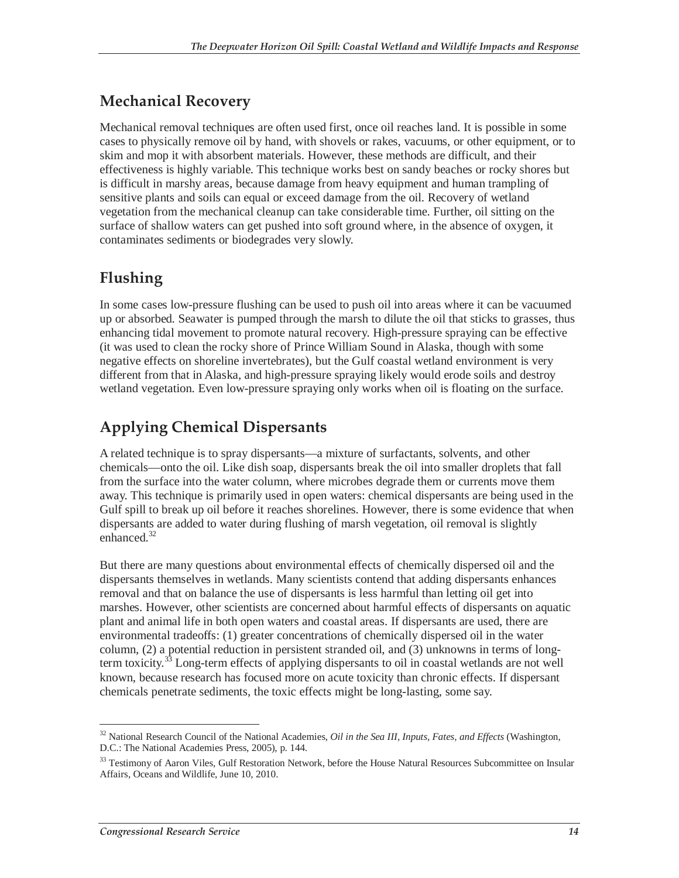## Mechanical Recovery

Mechanical removal techniques are often used first, once oil reaches land. It is possible in some cases to physically remove oil by hand, with shovels or rakes, vacuums, or other equipment, or to skim and mop it with absorbent materials. However, these methods are difficult, and their effectiveness is highly variable. This technique works best on sandy beaches or rocky shores but is difficult in marshy areas, because damage from heavy equipment and human trampling of sensitive plants and soils can equal or exceed damage from the oil. Recovery of wetland vegetation from the mechanical cleanup can take considerable time. Further, oil sitting on the surface of shallow waters can get pushed into soft ground where, in the absence of oxygen, it contaminates sediments or biodegrades very slowly.

## Flushing

In some cases low-pressure flushing can be used to push oil into areas where it can be vacuumed up or absorbed. Seawater is pumped through the marsh to dilute the oil that sticks to grasses, thus enhancing tidal movement to promote natural recovery. High-pressure spraying can be effective (it was used to clean the rocky shore of Prince William Sound in Alaska, though with some negative effects on shoreline invertebrates), but the Gulf coastal wetland environment is very different from that in Alaska, and high-pressure spraying likely would erode soils and destroy wetland vegetation. Even low-pressure spraying only works when oil is floating on the surface.

## Applying Chemical Dispersants

A related technique is to spray dispersants—a mixture of surfactants, solvents, and other chemicals—onto the oil. Like dish soap, dispersants break the oil into smaller droplets that fall from the surface into the water column, where microbes degrade them or currents move them away. This technique is primarily used in open waters: chemical dispersants are being used in the Gulf spill to break up oil before it reaches shorelines. However, there is some evidence that when dispersants are added to water during flushing of marsh vegetation, oil removal is slightly enhanced.[32]

But there are many questions about environmental effects of chemically dispersed oil and the dispersants themselves in wetlands. Many scientists contend that adding dispersants enhances removal and that on balance the use of dispersants is less harmful than letting oil get into marshes. However, other scientists are concerned about harmful effects of dispersants on aquatic plant and animal life in both open waters and coastal areas. If dispersants are used, there are environmental tradeoffs: (1) greater concentrations of chemically dispersed oil in the water column, (2) a potential reduction in persistent stranded oil, and (3) unknowns in terms of long-term toxicity.[33] Long-term effects of applying dispersants to oil in coastal wetlands are not well known, because research has focused more on acute toxicity than chronic effects. If dispersant chemicals penetrate sediments, the toxic effects might be long-lasting, some say.

---

[32] National Research Council of the National Academies, *Oil in the Sea III, Inputs, Fates, and Effects* (Washington, D.C.: The National Academies Press, 2005), p. 144.

[33] Testimony of Aaron Viles, Gulf Restoration Network, before the House Natural Resources Subcommittee on Insular Affairs, Oceans and Wildlife, June 10, 2010.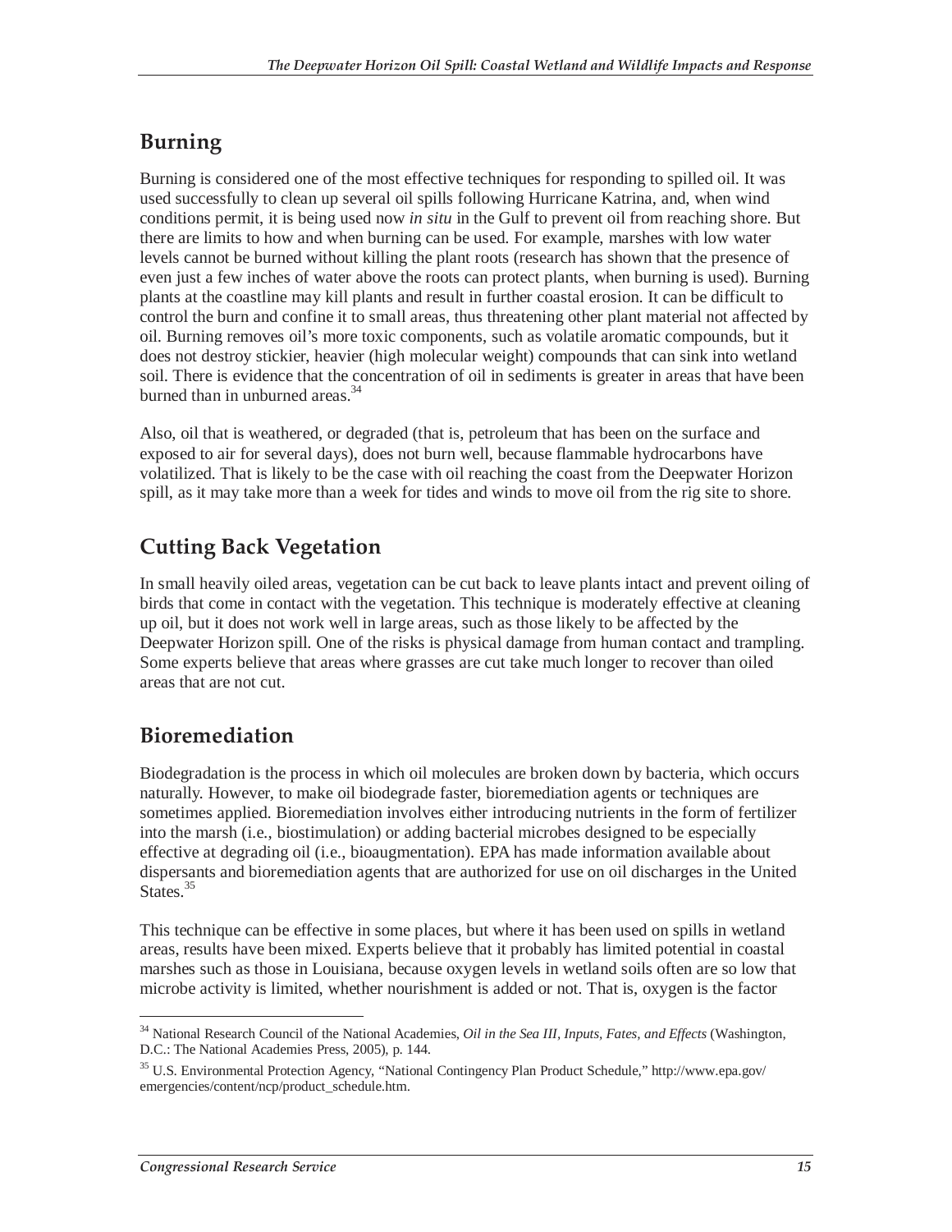## Burning

Burning is considered one of the most effective techniques for responding to spilled oil. It was used successfully to clean up several oil spills following Hurricane Katrina, and, when wind conditions permit, it is being used now *in situ* in the Gulf to prevent oil from reaching shore. But there are limits to how and when burning can be used. For example, marshes with low water levels cannot be burned without killing the plant roots (research has shown that the presence of even just a few inches of water above the roots can protect plants, when burning is used). Burning plants at the coastline may kill plants and result in further coastal erosion. It can be difficult to control the burn and confine it to small areas, thus threatening other plant material not affected by oil. Burning removes oil's more toxic components, such as volatile aromatic compounds, but it does not destroy stickier, heavier (high molecular weight) compounds that can sink into wetland soil. There is evidence that the concentration of oil in sediments is greater in areas that have been burned than in unburned areas.[34]

Also, oil that is weathered, or degraded (that is, petroleum that has been on the surface and exposed to air for several days), does not burn well, because flammable hydrocarbons have volatilized. That is likely to be the case with oil reaching the coast from the Deepwater Horizon spill, as it may take more than a week for tides and winds to move oil from the rig site to shore.

## Cutting Back Vegetation

In small heavily oiled areas, vegetation can be cut back to leave plants intact and prevent oiling of birds that come in contact with the vegetation. This technique is moderately effective at cleaning up oil, but it does not work well in large areas, such as those likely to be affected by the Deepwater Horizon spill. One of the risks is physical damage from human contact and trampling. Some experts believe that areas where grasses are cut take much longer to recover than oiled areas that are not cut.

## Bioremediation

Biodegradation is the process in which oil molecules are broken down by bacteria, which occurs naturally. However, to make oil biodegrade faster, bioremediation agents or techniques are sometimes applied. Bioremediation involves either introducing nutrients in the form of fertilizer into the marsh (i.e., biostimulation) or adding bacterial microbes designed to be especially effective at degrading oil (i.e., bioaugmentation). EPA has made information available about dispersants and bioremediation agents that are authorized for use on oil discharges in the United States.[35]

This technique can be effective in some places, but where it has been used on spills in wetland areas, results have been mixed. Experts believe that it probably has limited potential in coastal marshes such as those in Louisiana, because oxygen levels in wetland soils often are so low that microbe activity is limited, whether nourishment is added or not. That is, oxygen is the factor

---

[34] National Research Council of the National Academies, *Oil in the Sea III, Inputs, Fates, and Effects* (Washington, D.C.: The National Academies Press, 2005), p. 144.

[35] U.S. Environmental Protection Agency, "National Contingency Plan Product Schedule," http://www.epa.gov/emergencies/content/ncp/product_schedule.htm.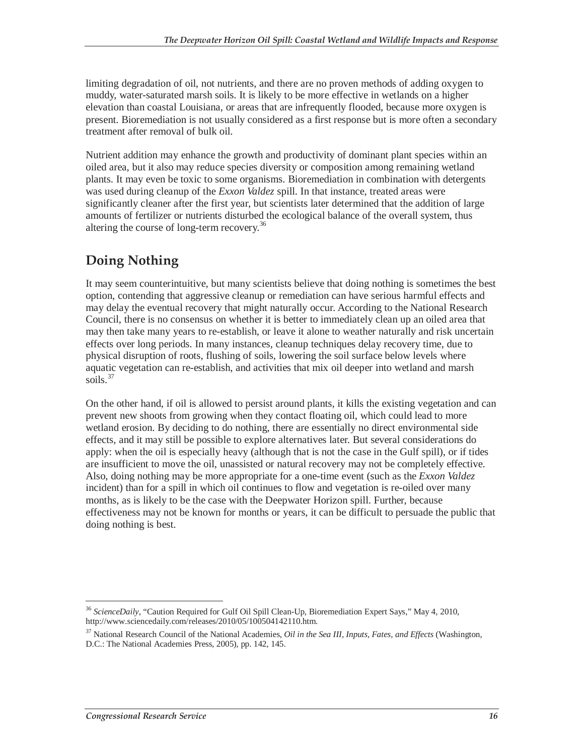limiting degradation of oil, not nutrients, and there are no proven methods of adding oxygen to muddy, water-saturated marsh soils. It is likely to be more effective in wetlands on a higher elevation than coastal Louisiana, or areas that are infrequently flooded, because more oxygen is present. Bioremediation is not usually considered as a first response but is more often a secondary treatment after removal of bulk oil.

Nutrient addition may enhance the growth and productivity of dominant plant species within an oiled area, but it also may reduce species diversity or composition among remaining wetland plants. It may even be toxic to some organisms. Bioremediation in combination with detergents was used during cleanup of the *Exxon Valdez* spill. In that instance, treated areas were significantly cleaner after the first year, but scientists later determined that the addition of large amounts of fertilizer or nutrients disturbed the ecological balance of the overall system, thus altering the course of long-term recovery.[36]

## Doing Nothing

It may seem counterintuitive, but many scientists believe that doing nothing is sometimes the best option, contending that aggressive cleanup or remediation can have serious harmful effects and may delay the eventual recovery that might naturally occur. According to the National Research Council, there is no consensus on whether it is better to immediately clean up an oiled area that may then take many years to re-establish, or leave it alone to weather naturally and risk uncertain effects over long periods. In many instances, cleanup techniques delay recovery time, due to physical disruption of roots, flushing of soils, lowering the soil surface below levels where aquatic vegetation can re-establish, and activities that mix oil deeper into wetland and marsh soils.[37]

On the other hand, if oil is allowed to persist around plants, it kills the existing vegetation and can prevent new shoots from growing when they contact floating oil, which could lead to more wetland erosion. By deciding to do nothing, there are essentially no direct environmental side effects, and it may still be possible to explore alternatives later. But several considerations do apply: when the oil is especially heavy (although that is not the case in the Gulf spill), or if tides are insufficient to move the oil, unassisted or natural recovery may not be completely effective. Also, doing nothing may be more appropriate for a one-time event (such as the *Exxon Valdez* incident) than for a spill in which oil continues to flow and vegetation is re-oiled over many months, as is likely to be the case with the Deepwater Horizon spill. Further, because effectiveness may not be known for months or years, it can be difficult to persuade the public that doing nothing is best.

---

[36] *ScienceDaily*, "Caution Required for Gulf Oil Spill Clean-Up, Bioremediation Expert Says," May 4, 2010, http://www.sciencedaily.com/releases/2010/05/100504142110.htm.

[37] National Research Council of the National Academies, *Oil in the Sea III, Inputs, Fates, and Effects* (Washington, D.C.: The National Academies Press, 2005), pp. 142, 145.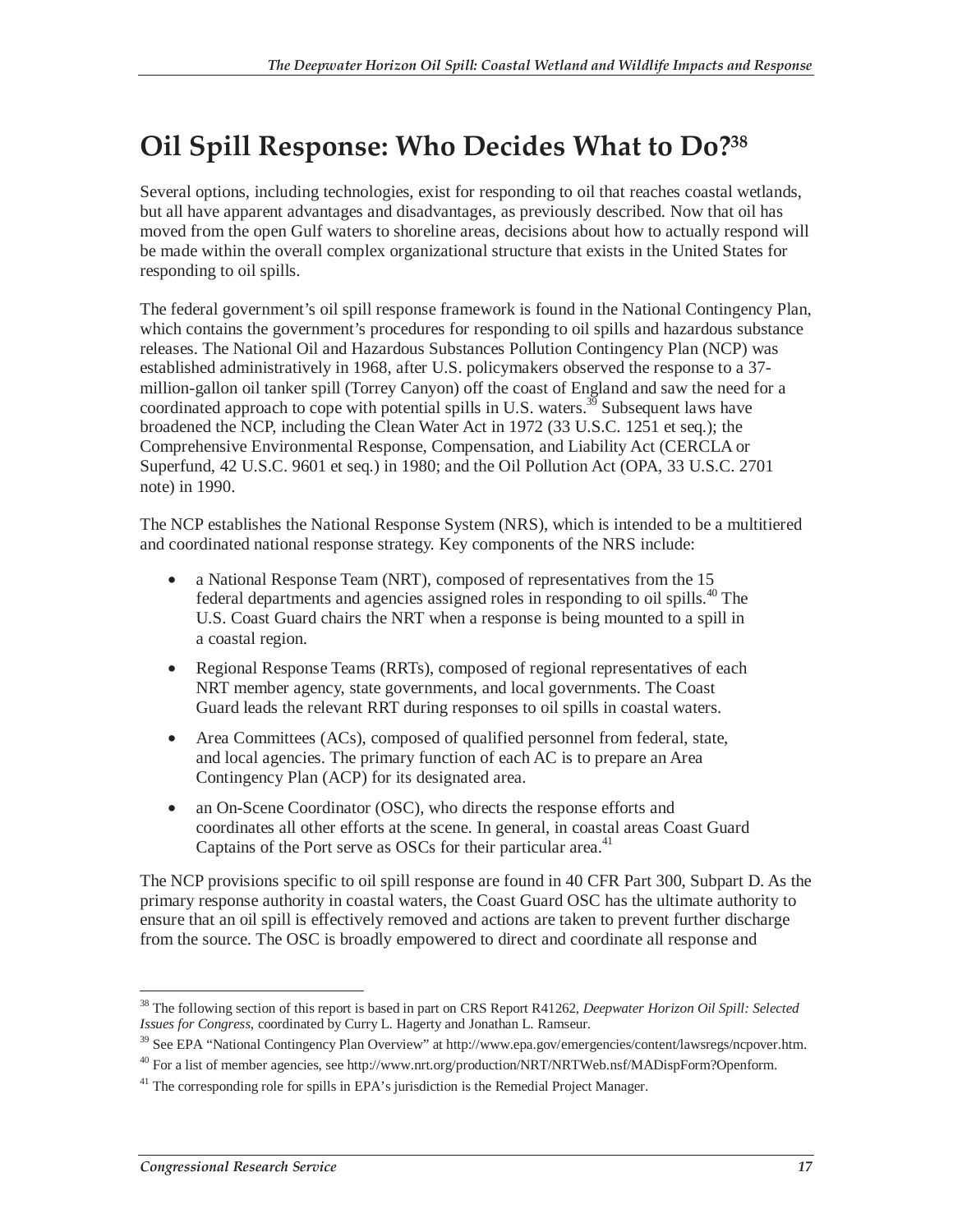# Oil Spill Response: Who Decides What to Do?[38]

Several options, including technologies, exist for responding to oil that reaches coastal wetlands, but all have apparent advantages and disadvantages, as previously described. Now that oil has moved from the open Gulf waters to shoreline areas, decisions about how to actually respond will be made within the overall complex organizational structure that exists in the United States for responding to oil spills.

The federal government's oil spill response framework is found in the National Contingency Plan, which contains the government's procedures for responding to oil spills and hazardous substance releases. The National Oil and Hazardous Substances Pollution Contingency Plan (NCP) was established administratively in 1968, after U.S. policymakers observed the response to a 37-million-gallon oil tanker spill (Torrey Canyon) off the coast of England and saw the need for a coordinated approach to cope with potential spills in U.S. waters.[39] Subsequent laws have broadened the NCP, including the Clean Water Act in 1972 (33 U.S.C. 1251 et seq.); the Comprehensive Environmental Response, Compensation, and Liability Act (CERCLA or Superfund, 42 U.S.C. 9601 et seq.) in 1980; and the Oil Pollution Act (OPA, 33 U.S.C. 2701 note) in 1990.

The NCP establishes the National Response System (NRS), which is intended to be a multitiered and coordinated national response strategy. Key components of the NRS include:

- a National Response Team (NRT), composed of representatives from the 15 federal departments and agencies assigned roles in responding to oil spills.[40] The U.S. Coast Guard chairs the NRT when a response is being mounted to a spill in a coastal region.
- Regional Response Teams (RRTs), composed of regional representatives of each NRT member agency, state governments, and local governments. The Coast Guard leads the relevant RRT during responses to oil spills in coastal waters.
- Area Committees (ACs), composed of qualified personnel from federal, state, and local agencies. The primary function of each AC is to prepare an Area Contingency Plan (ACP) for its designated area.
- an On-Scene Coordinator (OSC), who directs the response efforts and coordinates all other efforts at the scene. In general, in coastal areas Coast Guard Captains of the Port serve as OSCs for their particular area.[41]

The NCP provisions specific to oil spill response are found in 40 CFR Part 300, Subpart D. As the primary response authority in coastal waters, the Coast Guard OSC has the ultimate authority to ensure that an oil spill is effectively removed and actions are taken to prevent further discharge from the source. The OSC is broadly empowered to direct and coordinate all response and

---

[38] The following section of this report is based in part on CRS Report R41262, *Deepwater Horizon Oil Spill: Selected Issues for Congress*, coordinated by Curry L. Hagerty and Jonathan L. Ramseur.

[39] See EPA "National Contingency Plan Overview" at http://www.epa.gov/emergencies/content/lawsregs/ncpover.htm.

[40] For a list of member agencies, see http://www.nrt.org/production/NRT/NRTWeb.nsf/MADispForm?Openform.

[41] The corresponding role for spills in EPA's jurisdiction is the Remedial Project Manager.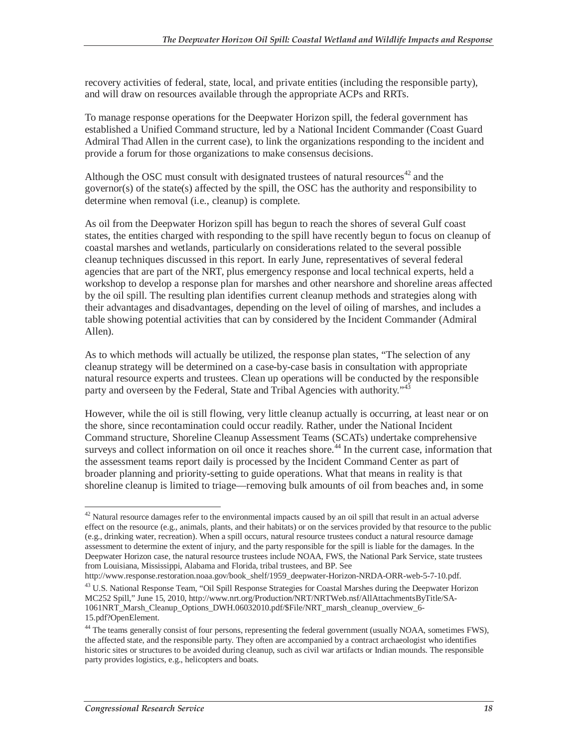recovery activities of federal, state, local, and private entities (including the responsible party), and will draw on resources available through the appropriate ACPs and RRTs.

To manage response operations for the Deepwater Horizon spill, the federal government has established a Unified Command structure, led by a National Incident Commander (Coast Guard Admiral Thad Allen in the current case), to link the organizations responding to the incident and provide a forum for those organizations to make consensus decisions.

Although the OSC must consult with designated trustees of natural resources[42] and the governor(s) of the state(s) affected by the spill, the OSC has the authority and responsibility to determine when removal (i.e., cleanup) is complete.

As oil from the Deepwater Horizon spill has begun to reach the shores of several Gulf coast states, the entities charged with responding to the spill have recently begun to focus on cleanup of coastal marshes and wetlands, particularly on considerations related to the several possible cleanup techniques discussed in this report. In early June, representatives of several federal agencies that are part of the NRT, plus emergency response and local technical experts, held a workshop to develop a response plan for marshes and other nearshore and shoreline areas affected by the oil spill. The resulting plan identifies current cleanup methods and strategies along with their advantages and disadvantages, depending on the level of oiling of marshes, and includes a table showing potential activities that can by considered by the Incident Commander (Admiral Allen).

As to which methods will actually be utilized, the response plan states, "The selection of any cleanup strategy will be determined on a case-by-case basis in consultation with appropriate natural resource experts and trustees. Clean up operations will be conducted by the responsible party and overseen by the Federal, State and Tribal Agencies with authority."[43]

However, while the oil is still flowing, very little cleanup actually is occurring, at least near or on the shore, since recontamination could occur readily. Rather, under the National Incident Command structure, Shoreline Cleanup Assessment Teams (SCATs) undertake comprehensive surveys and collect information on oil once it reaches shore.[44] In the current case, information that the assessment teams report daily is processed by the Incident Command Center as part of broader planning and priority-setting to guide operations. What that means in reality is that shoreline cleanup is limited to triage—removing bulk amounts of oil from beaches and, in some

---

[42] Natural resource damages refer to the environmental impacts caused by an oil spill that result in an actual adverse effect on the resource (e.g., animals, plants, and their habitats) or on the services provided by that resource to the public (e.g., drinking water, recreation). When a spill occurs, natural resource trustees conduct a natural resource damage assessment to determine the extent of injury, and the party responsible for the spill is liable for the damages. In the Deepwater Horizon case, the natural resource trustees include NOAA, FWS, the National Park Service, state trustees from Louisiana, Mississippi, Alabama and Florida, tribal trustees, and BP. See http://www.response.restoration.noaa.gov/book_shelf/1959_deepwater-Horizon-NRDA-ORR-web-5-7-10.pdf.

[43] U.S. National Response Team, "Oil Spill Response Strategies for Coastal Marshes during the Deepwater Horizon MC252 Spill," June 15, 2010, http://www.nrt.org/Production/NRT/NRTWeb.nsf/AllAttachmentsByTitle/SA-1061NRT_Marsh_Cleanup_Options_DWH.06032010.pdf/$File/NRT_marsh_cleanup_overview_6-15.pdf?OpenElement.

[44] The teams generally consist of four persons, representing the federal government (usually NOAA, sometimes FWS), the affected state, and the responsible party. They often are accompanied by a contract archaeologist who identifies historic sites or structures to be avoided during cleanup, such as civil war artifacts or Indian mounds. The responsible party provides logistics, e.g., helicopters and boats.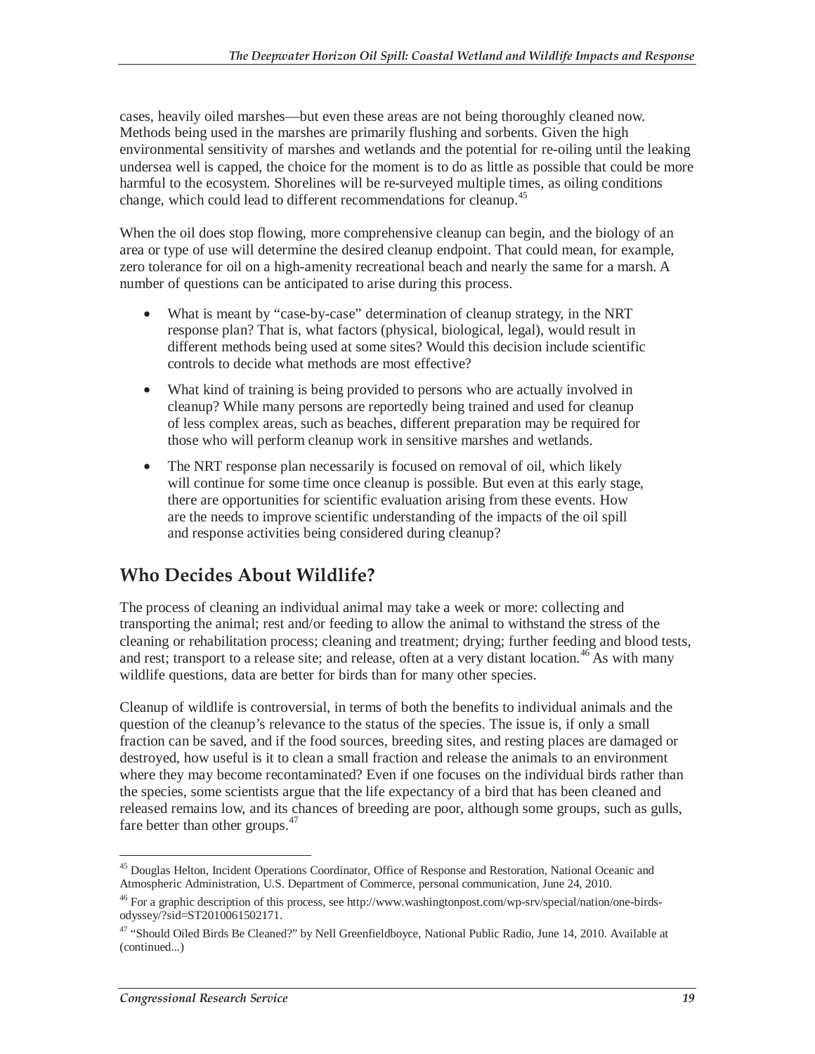cases, heavily oiled marshes—but even these areas are not being thoroughly cleaned now. Methods being used in the marshes are primarily flushing and sorbents. Given the high environmental sensitivity of marshes and wetlands and the potential for re-oiling until the leaking undersea well is capped, the choice for the moment is to do as little as possible that could be more harmful to the ecosystem. Shorelines will be re-surveyed multiple times, as oiling conditions change, which could lead to different recommendations for cleanup.[45]

When the oil does stop flowing, more comprehensive cleanup can begin, and the biology of an area or type of use will determine the desired cleanup endpoint. That could mean, for example, zero tolerance for oil on a high-amenity recreational beach and nearly the same for a marsh. A number of questions can be anticipated to arise during this process.

- What is meant by "case-by-case" determination of cleanup strategy, in the NRT response plan? That is, what factors (physical, biological, legal), would result in different methods being used at some sites? Would this decision include scientific controls to decide what methods are most effective?
- What kind of training is being provided to persons who are actually involved in cleanup? While many persons are reportedly being trained and used for cleanup of less complex areas, such as beaches, different preparation may be required for those who will perform cleanup work in sensitive marshes and wetlands.
- The NRT response plan necessarily is focused on removal of oil, which likely will continue for some time once cleanup is possible. But even at this early stage, there are opportunities for scientific evaluation arising from these events. How are the needs to improve scientific understanding of the impacts of the oil spill and response activities being considered during cleanup?

## Who Decides About Wildlife?

The process of cleaning an individual animal may take a week or more: collecting and transporting the animal; rest and/or feeding to allow the animal to withstand the stress of the cleaning or rehabilitation process; cleaning and treatment; drying; further feeding and blood tests, and rest; transport to a release site; and release, often at a very distant location.[46] As with many wildlife questions, data are better for birds than for many other species.

Cleanup of wildlife is controversial, in terms of both the benefits to individual animals and the question of the cleanup's relevance to the status of the species. The issue is, if only a small fraction can be saved, and if the food sources, breeding sites, and resting places are damaged or destroyed, how useful is it to clean a small fraction and release the animals to an environment where they may become recontaminated? Even if one focuses on the individual birds rather than the species, some scientists argue that the life expectancy of a bird that has been cleaned and released remains low, and its chances of breeding are poor, although some groups, such as gulls, fare better than other groups.[47]

---

[45] Douglas Helton, Incident Operations Coordinator, Office of Response and Restoration, National Oceanic and Atmospheric Administration, U.S. Department of Commerce, personal communication, June 24, 2010.

[46] For a graphic description of this process, see http://www.washingtonpost.com/wp-srv/special/nation/one-birds-odyssey/?sid=ST2010061502171.

[47] "Should Oiled Birds Be Cleaned?" by Nell Greenfieldboyce, National Public Radio, June 14, 2010. Available at (continued...)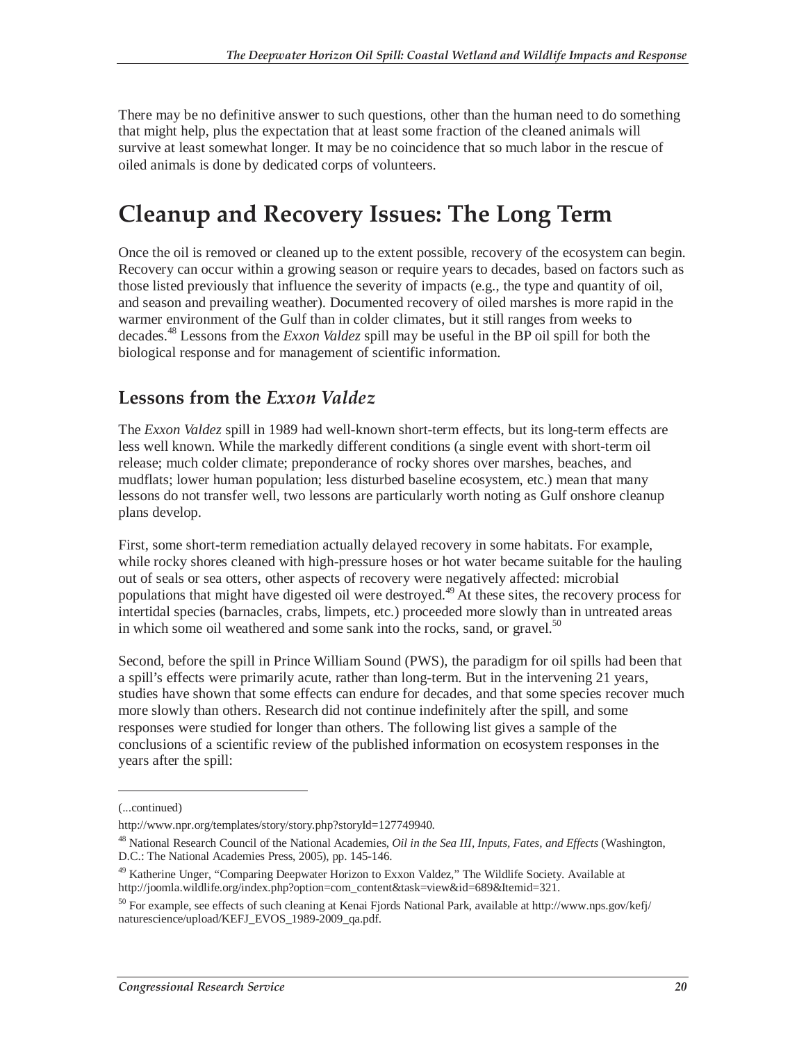There may be no definitive answer to such questions, other than the human need to do something that might help, plus the expectation that at least some fraction of the cleaned animals will survive at least somewhat longer. It may be no coincidence that so much labor in the rescue of oiled animals is done by dedicated corps of volunteers.

# Cleanup and Recovery Issues: The Long Term

Once the oil is removed or cleaned up to the extent possible, recovery of the ecosystem can begin. Recovery can occur within a growing season or require years to decades, based on factors such as those listed previously that influence the severity of impacts (e.g., the type and quantity of oil, and season and prevailing weather). Documented recovery of oiled marshes is more rapid in the warmer environment of the Gulf than in colder climates, but it still ranges from weeks to decades.[48] Lessons from the *Exxon Valdez* spill may be useful in the BP oil spill for both the biological response and for management of scientific information.

## Lessons from the *Exxon Valdez*

The *Exxon Valdez* spill in 1989 had well-known short-term effects, but its long-term effects are less well known. While the markedly different conditions (a single event with short-term oil release; much colder climate; preponderance of rocky shores over marshes, beaches, and mudflats; lower human population; less disturbed baseline ecosystem, etc.) mean that many lessons do not transfer well, two lessons are particularly worth noting as Gulf onshore cleanup plans develop.

First, some short-term remediation actually delayed recovery in some habitats. For example, while rocky shores cleaned with high-pressure hoses or hot water became suitable for the hauling out of seals or sea otters, other aspects of recovery were negatively affected: microbial populations that might have digested oil were destroyed.[49] At these sites, the recovery process for intertidal species (barnacles, crabs, limpets, etc.) proceeded more slowly than in untreated areas in which some oil weathered and some sank into the rocks, sand, or gravel.[50]

Second, before the spill in Prince William Sound (PWS), the paradigm for oil spills had been that a spill's effects were primarily acute, rather than long-term. But in the intervening 21 years, studies have shown that some effects can endure for decades, and that some species recover much more slowly than others. Research did not continue indefinitely after the spill, and some responses were studied for longer than others. The following list gives a sample of the conclusions of a scientific review of the published information on ecosystem responses in the years after the spill:

---

(...continued)

http://www.npr.org/templates/story/story.php?storyId=127749940.

[48] National Research Council of the National Academies, *Oil in the Sea III, Inputs, Fates, and Effects* (Washington, D.C.: The National Academies Press, 2005), pp. 145-146.

[49] Katherine Unger, "Comparing Deepwater Horizon to Exxon Valdez," The Wildlife Society. Available at http://joomla.wildlife.org/index.php?option=com_content&task=view&id=689&Itemid=321.

[50] For example, see effects of such cleaning at Kenai Fjords National Park, available at http://www.nps.gov/kefj/naturescience/upload/KEFJ_EVOS_1989-2009_qa.pdf.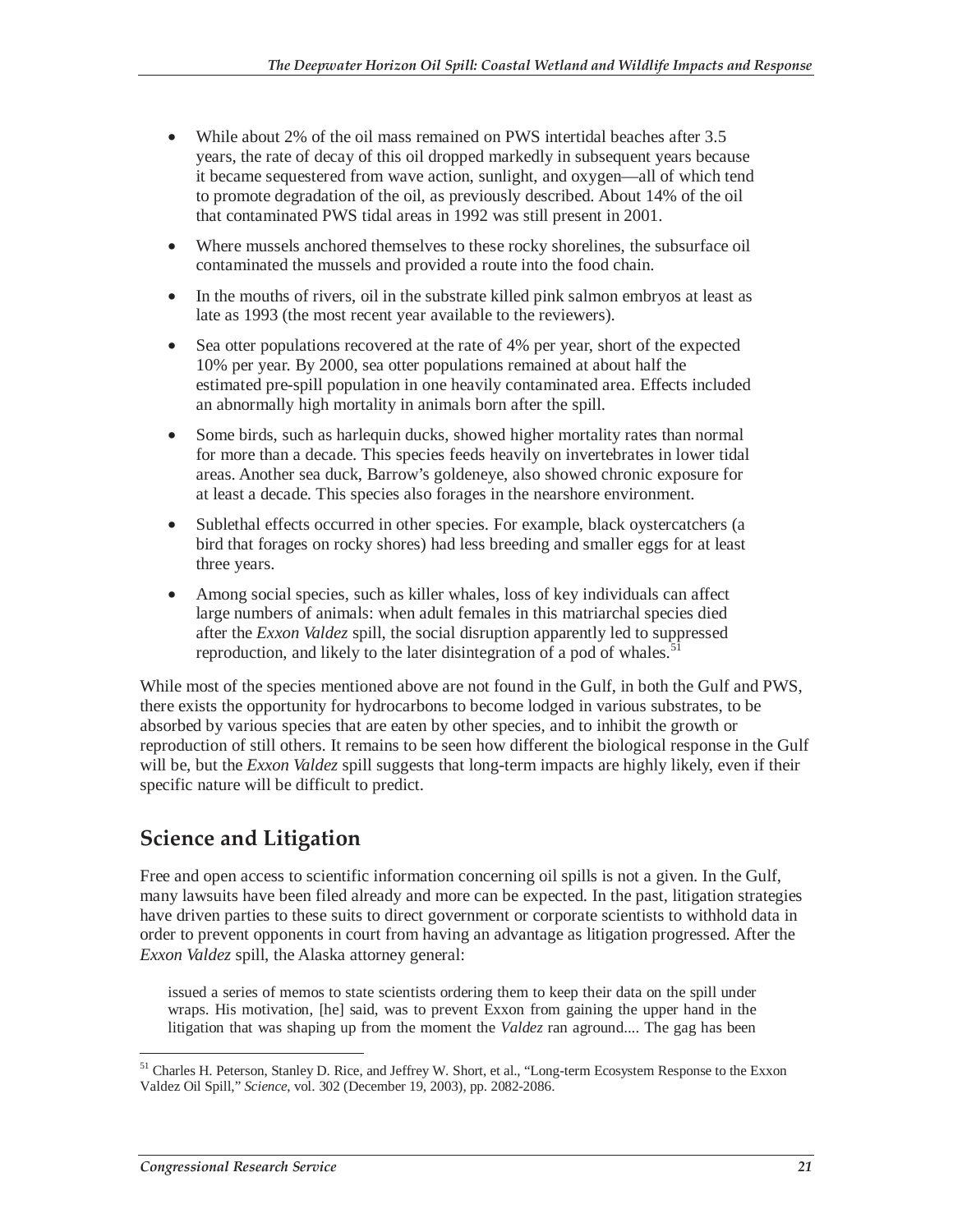- While about 2% of the oil mass remained on PWS intertidal beaches after 3.5 years, the rate of decay of this oil dropped markedly in subsequent years because it became sequestered from wave action, sunlight, and oxygen—all of which tend to promote degradation of the oil, as previously described. About 14% of the oil that contaminated PWS tidal areas in 1992 was still present in 2001.
- Where mussels anchored themselves to these rocky shorelines, the subsurface oil contaminated the mussels and provided a route into the food chain.
- In the mouths of rivers, oil in the substrate killed pink salmon embryos at least as late as 1993 (the most recent year available to the reviewers).
- Sea otter populations recovered at the rate of 4% per year, short of the expected 10% per year. By 2000, sea otter populations remained at about half the estimated pre-spill population in one heavily contaminated area. Effects included an abnormally high mortality in animals born after the spill.
- Some birds, such as harlequin ducks, showed higher mortality rates than normal for more than a decade. This species feeds heavily on invertebrates in lower tidal areas. Another sea duck, Barrow's goldeneye, also showed chronic exposure for at least a decade. This species also forages in the nearshore environment.
- Sublethal effects occurred in other species. For example, black oystercatchers (a bird that forages on rocky shores) had less breeding and smaller eggs for at least three years.
- Among social species, such as killer whales, loss of key individuals can affect large numbers of animals: when adult females in this matriarchal species died after the *Exxon Valdez* spill, the social disruption apparently led to suppressed reproduction, and likely to the later disintegration of a pod of whales.[51]

While most of the species mentioned above are not found in the Gulf, in both the Gulf and PWS, there exists the opportunity for hydrocarbons to become lodged in various substrates, to be absorbed by various species that are eaten by other species, and to inhibit the growth or reproduction of still others. It remains to be seen how different the biological response in the Gulf will be, but the *Exxon Valdez* spill suggests that long-term impacts are highly likely, even if their specific nature will be difficult to predict.

## Science and Litigation

Free and open access to scientific information concerning oil spills is not a given. In the Gulf, many lawsuits have been filed already and more can be expected. In the past, litigation strategies have driven parties to these suits to direct government or corporate scientists to withhold data in order to prevent opponents in court from having an advantage as litigation progressed. After the *Exxon Valdez* spill, the Alaska attorney general:

> issued a series of memos to state scientists ordering them to keep their data on the spill under wraps. His motivation, [he] said, was to prevent Exxon from gaining the upper hand in the litigation that was shaping up from the moment the *Valdez* ran aground.... The gag has been

---

[51] Charles H. Peterson, Stanley D. Rice, and Jeffrey W. Short, et al., "Long-term Ecosystem Response to the Exxon Valdez Oil Spill," *Science*, vol. 302 (December 19, 2003), pp. 2082-2086.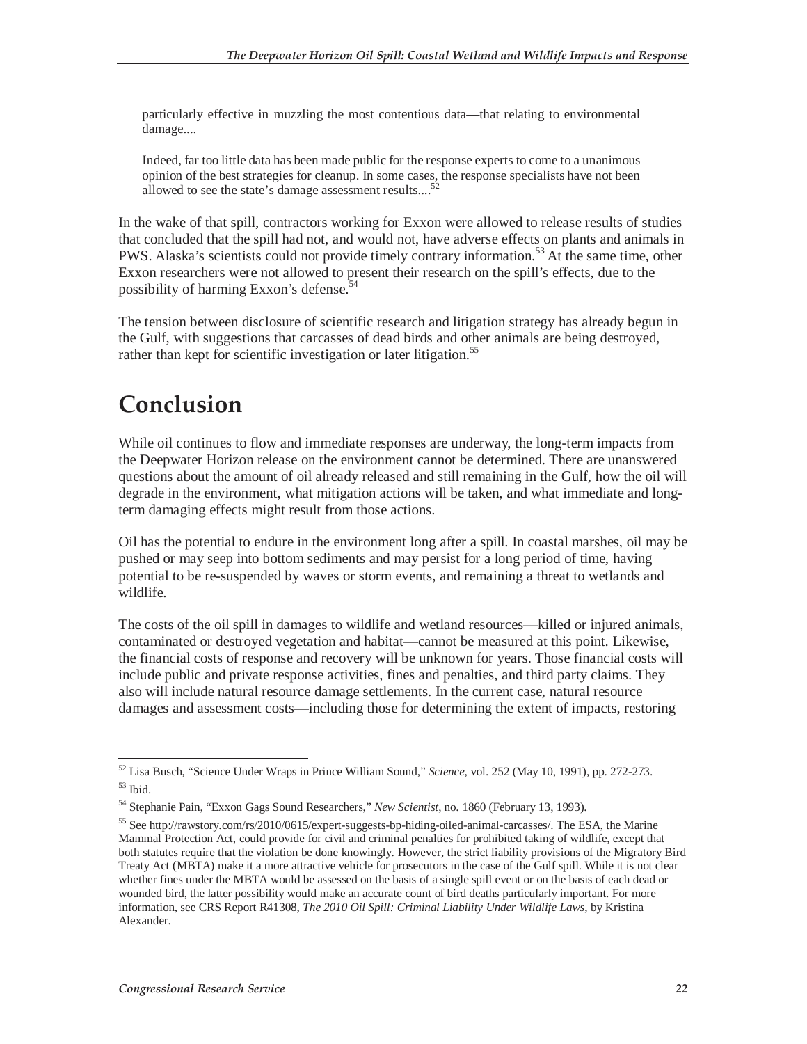> particularly effective in muzzling the most contentious data—that relating to environmental damage....
>
> Indeed, far too little data has been made public for the response experts to come to a unanimous opinion of the best strategies for cleanup. In some cases, the response specialists have not been allowed to see the state's damage assessment results....[52]

In the wake of that spill, contractors working for Exxon were allowed to release results of studies that concluded that the spill had not, and would not, have adverse effects on plants and animals in PWS. Alaska's scientists could not provide timely contrary information.[53] At the same time, other Exxon researchers were not allowed to present their research on the spill's effects, due to the possibility of harming Exxon's defense.[54]

The tension between disclosure of scientific research and litigation strategy has already begun in the Gulf, with suggestions that carcasses of dead birds and other animals are being destroyed, rather than kept for scientific investigation or later litigation.[55]

# Conclusion

While oil continues to flow and immediate responses are underway, the long-term impacts from the Deepwater Horizon release on the environment cannot be determined. There are unanswered questions about the amount of oil already released and still remaining in the Gulf, how the oil will degrade in the environment, what mitigation actions will be taken, and what immediate and long-term damaging effects might result from those actions.

Oil has the potential to endure in the environment long after a spill. In coastal marshes, oil may be pushed or may seep into bottom sediments and may persist for a long period of time, having potential to be re-suspended by waves or storm events, and remaining a threat to wetlands and wildlife.

The costs of the oil spill in damages to wildlife and wetland resources—killed or injured animals, contaminated or destroyed vegetation and habitat—cannot be measured at this point. Likewise, the financial costs of response and recovery will be unknown for years. Those financial costs will include public and private response activities, fines and penalties, and third party claims. They also will include natural resource damage settlements. In the current case, natural resource damages and assessment costs—including those for determining the extent of impacts, restoring

---

[52] Lisa Busch, "Science Under Wraps in Prince William Sound," *Science*, vol. 252 (May 10, 1991), pp. 272-273.

[53] Ibid.

[54] Stephanie Pain, "Exxon Gags Sound Researchers," *New Scientist*, no. 1860 (February 13, 1993).

[55] See http://rawstory.com/rs/2010/0615/expert-suggests-bp-hiding-oiled-animal-carcasses/. The ESA, the Marine Mammal Protection Act, could provide for civil and criminal penalties for prohibited taking of wildlife, except that both statutes require that the violation be done knowingly. However, the strict liability provisions of the Migratory Bird Treaty Act (MBTA) make it a more attractive vehicle for prosecutors in the case of the Gulf spill. While it is not clear whether fines under the MBTA would be assessed on the basis of a single spill event or on the basis of each dead or wounded bird, the latter possibility would make an accurate count of bird deaths particularly important. For more information, see CRS Report R41308, *The 2010 Oil Spill: Criminal Liability Under Wildlife Laws*, by Kristina Alexander.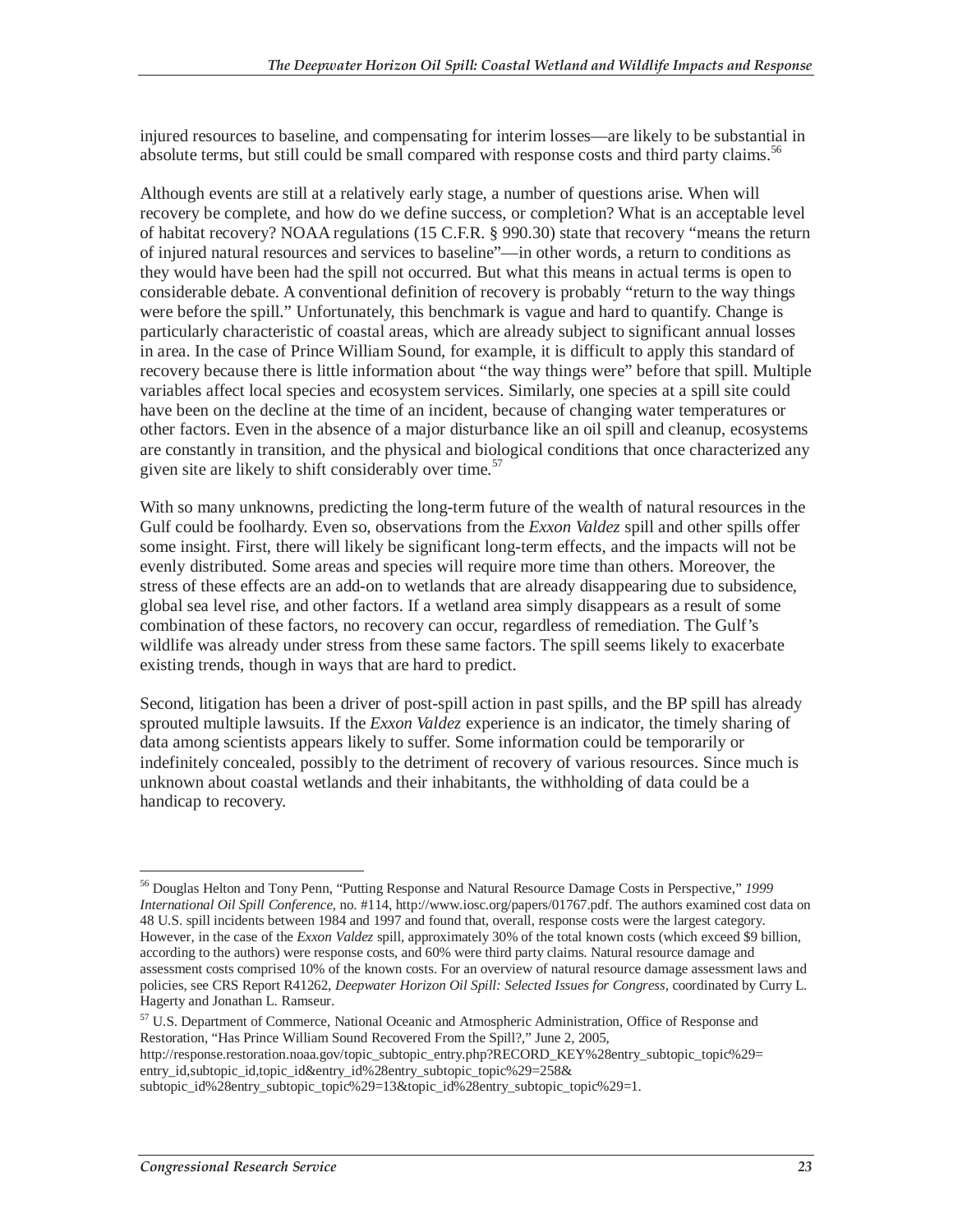injured resources to baseline, and compensating for interim losses—are likely to be substantial in absolute terms, but still could be small compared with response costs and third party claims.[56]

Although events are still at a relatively early stage, a number of questions arise. When will recovery be complete, and how do we define success, or completion? What is an acceptable level of habitat recovery? NOAA regulations (15 C.F.R. § 990.30) state that recovery "means the return of injured natural resources and services to baseline"—in other words, a return to conditions as they would have been had the spill not occurred. But what this means in actual terms is open to considerable debate. A conventional definition of recovery is probably "return to the way things were before the spill." Unfortunately, this benchmark is vague and hard to quantify. Change is particularly characteristic of coastal areas, which are already subject to significant annual losses in area. In the case of Prince William Sound, for example, it is difficult to apply this standard of recovery because there is little information about "the way things were" before that spill. Multiple variables affect local species and ecosystem services. Similarly, one species at a spill site could have been on the decline at the time of an incident, because of changing water temperatures or other factors. Even in the absence of a major disturbance like an oil spill and cleanup, ecosystems are constantly in transition, and the physical and biological conditions that once characterized any given site are likely to shift considerably over time.[57]

With so many unknowns, predicting the long-term future of the wealth of natural resources in the Gulf could be foolhardy. Even so, observations from the *Exxon Valdez* spill and other spills offer some insight. First, there will likely be significant long-term effects, and the impacts will not be evenly distributed. Some areas and species will require more time than others. Moreover, the stress of these effects are an add-on to wetlands that are already disappearing due to subsidence, global sea level rise, and other factors. If a wetland area simply disappears as a result of some combination of these factors, no recovery can occur, regardless of remediation. The Gulf's wildlife was already under stress from these same factors. The spill seems likely to exacerbate existing trends, though in ways that are hard to predict.

Second, litigation has been a driver of post-spill action in past spills, and the BP spill has already sprouted multiple lawsuits. If the *Exxon Valdez* experience is an indicator, the timely sharing of data among scientists appears likely to suffer. Some information could be temporarily or indefinitely concealed, possibly to the detriment of recovery of various resources. Since much is unknown about coastal wetlands and their inhabitants, the withholding of data could be a handicap to recovery.

---

[56] Douglas Helton and Tony Penn, "Putting Response and Natural Resource Damage Costs in Perspective," *1999 International Oil Spill Conference*, no. #114, http://www.iosc.org/papers/01767.pdf. The authors examined cost data on 48 U.S. spill incidents between 1984 and 1997 and found that, overall, response costs were the largest category. However, in the case of the *Exxon Valdez* spill, approximately 30% of the total known costs (which exceed $9 billion, according to the authors) were response costs, and 60% were third party claims. Natural resource damage and assessment costs comprised 10% of the known costs. For an overview of natural resource damage assessment laws and policies, see CRS Report R41262, *Deepwater Horizon Oil Spill: Selected Issues for Congress*, coordinated by Curry L. Hagerty and Jonathan L. Ramseur.

[57] U.S. Department of Commerce, National Oceanic and Atmospheric Administration, Office of Response and Restoration, "Has Prince William Sound Recovered From the Spill?," June 2, 2005, http://response.restoration.noaa.gov/topic_subtopic_entry.php?RECORD_KEY%28entry_subtopic_topic%29=entry_id,subtopic_id,topic_id&entry_id%28entry_subtopic_topic%29=258&subtopic_id%28entry_subtopic_topic%29=13&topic_id%28entry_subtopic_topic%29=1.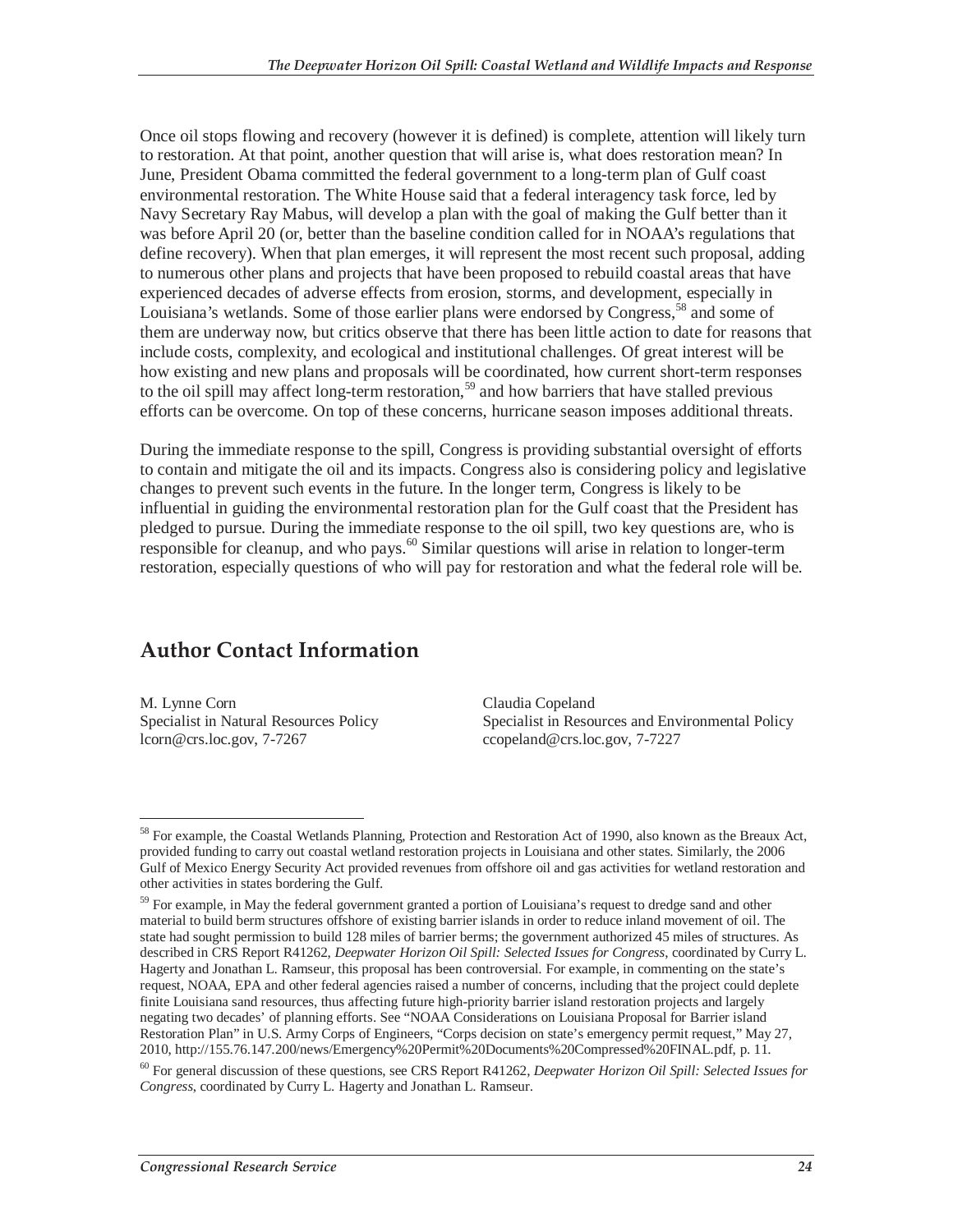Once oil stops flowing and recovery (however it is defined) is complete, attention will likely turn to restoration. At that point, another question that will arise is, what does restoration mean? In June, President Obama committed the federal government to a long-term plan of Gulf coast environmental restoration. The White House said that a federal interagency task force, led by Navy Secretary Ray Mabus, will develop a plan with the goal of making the Gulf better than it was before April 20 (or, better than the baseline condition called for in NOAA's regulations that define recovery). When that plan emerges, it will represent the most recent such proposal, adding to numerous other plans and projects that have been proposed to rebuild coastal areas that have experienced decades of adverse effects from erosion, storms, and development, especially in Louisiana's wetlands. Some of those earlier plans were endorsed by Congress,[58] and some of them are underway now, but critics observe that there has been little action to date for reasons that include costs, complexity, and ecological and institutional challenges. Of great interest will be how existing and new plans and proposals will be coordinated, how current short-term responses to the oil spill may affect long-term restoration,[59] and how barriers that have stalled previous efforts can be overcome. On top of these concerns, hurricane season imposes additional threats.

During the immediate response to the spill, Congress is providing substantial oversight of efforts to contain and mitigate the oil and its impacts. Congress also is considering policy and legislative changes to prevent such events in the future. In the longer term, Congress is likely to be influential in guiding the environmental restoration plan for the Gulf coast that the President has pledged to pursue. During the immediate response to the oil spill, two key questions are, who is responsible for cleanup, and who pays.[60] Similar questions will arise in relation to longer-term restoration, especially questions of who will pay for restoration and what the federal role will be.

## Author Contact Information

M. Lynne Corn
Specialist in Natural Resources Policy
lcorn@crs.loc.gov, 7-7267

Claudia Copeland
Specialist in Resources and Environmental Policy
ccopeland@crs.loc.gov, 7-7227

---

[58] For example, the Coastal Wetlands Planning, Protection and Restoration Act of 1990, also known as the Breaux Act, provided funding to carry out coastal wetland restoration projects in Louisiana and other states. Similarly, the 2006 Gulf of Mexico Energy Security Act provided revenues from offshore oil and gas activities for wetland restoration and other activities in states bordering the Gulf.

[59] For example, in May the federal government granted a portion of Louisiana's request to dredge sand and other material to build berm structures offshore of existing barrier islands in order to reduce inland movement of oil. The state had sought permission to build 128 miles of barrier berms; the government authorized 45 miles of structures. As described in CRS Report R41262, *Deepwater Horizon Oil Spill: Selected Issues for Congress*, coordinated by Curry L. Hagerty and Jonathan L. Ramseur, this proposal has been controversial. For example, in commenting on the state's request, NOAA, EPA and other federal agencies raised a number of concerns, including that the project could deplete finite Louisiana sand resources, thus affecting future high-priority barrier island restoration projects and largely negating two decades' of planning efforts. See "NOAA Considerations on Louisiana Proposal for Barrier island Restoration Plan" in U.S. Army Corps of Engineers, "Corps decision on state's emergency permit request," May 27, 2010, http://155.76.147.200/news/Emergency%20Permit%20Documents%20Compressed%20FINAL.pdf, p. 11.

[60] For general discussion of these questions, see CRS Report R41262, *Deepwater Horizon Oil Spill: Selected Issues for Congress*, coordinated by Curry L. Hagerty and Jonathan L. Ramseur.